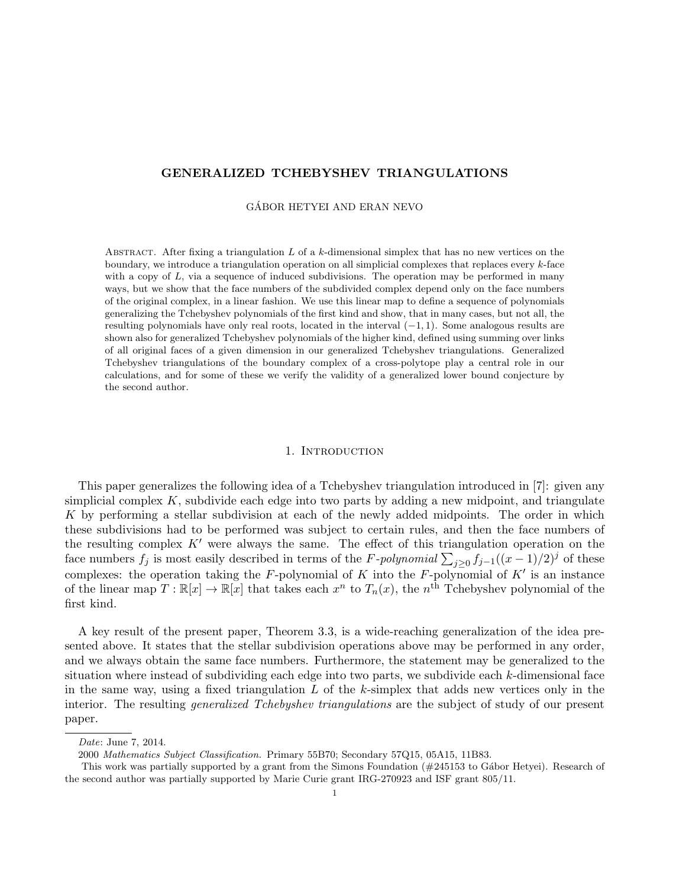# GENERALIZED TCHEBYSHEV TRIANGULATIONS

GÁBOR HETYEI AND ERAN NEVO

Abstract. After fixing a triangulation $L$ of a $k$-dimensional simplex that has no new vertices on the boundary, we introduce a triangulation operation on all simplicial complexes that replaces every $k$-face with a copy of $L$, via a sequence of induced subdivisions. The operation may be performed in many ways, but we show that the face numbers of the subdivided complex depend only on the face numbers of the original complex, in a linear fashion. We use this linear map to define a sequence of polynomials generalizing the Tchebyshev polynomials of the first kind and show, that in many cases, but not all, the resulting polynomials have only real roots, located in the interval $(-1, 1)$. Some analogous results are shown also for generalized Tchebyshev polynomials of the higher kind, defined using summing over links of all original faces of a given dimension in our generalized Tchebyshev triangulations. Generalized Tchebyshev triangulations of the boundary complex of a cross-polytope play a central role in our calculations, and for some of these we verify the validity of a generalized lower bound conjecture by the second author.

## 1. Introduction

This paper generalizes the following idea of a Tchebyshev triangulation introduced in [7]: given any simplicial complex $K$, subdivide each edge into two parts by adding a new midpoint, and triangulate $K$ by performing a stellar subdivision at each of the newly added midpoints. The order in which these subdivisions had to be performed was subject to certain rules, and then the face numbers of the resulting complex $K'$ were always the same. The effect of this triangulation operation on the face numbers $f_j$ is most easily described in terms of the *F-polynomial* $\sum_{j\geq 0} f_{j-1}((x-1)/2)^j$ of these complexes: the operation taking the $F$-polynomial of $K$ into the $F$-polynomial of $K'$ is an instance of the linear map $T : \mathbb{R}[x] \to \mathbb{R}[x]$ that takes each $x^n$ to $T_n(x)$, the $n^{\text{th}}$ Tchebyshev polynomial of the first kind.

A key result of the present paper, Theorem 3.3, is a wide-reaching generalization of the idea presented above. It states that the stellar subdivision operations above may be performed in any order, and we always obtain the same face numbers. Furthermore, the statement may be generalized to the situation where instead of subdividing each edge into two parts, we subdivide each $k$-dimensional face in the same way, using a fixed triangulation $L$ of the $k$-simplex that adds new vertices only in the interior. The resulting *generalized Tchebyshev triangulations* are the subject of study of our present paper.

---

*Date*: June 7, 2014.

2000 *Mathematics Subject Classification.* Primary 55B70; Secondary 57Q15, 05A15, 11B83.

This work was partially supported by a grant from the Simons Foundation (#245153 to Gábor Hetyei). Research of the second author was partially supported by Marie Curie grant IRG-270923 and ISF grant 805/11.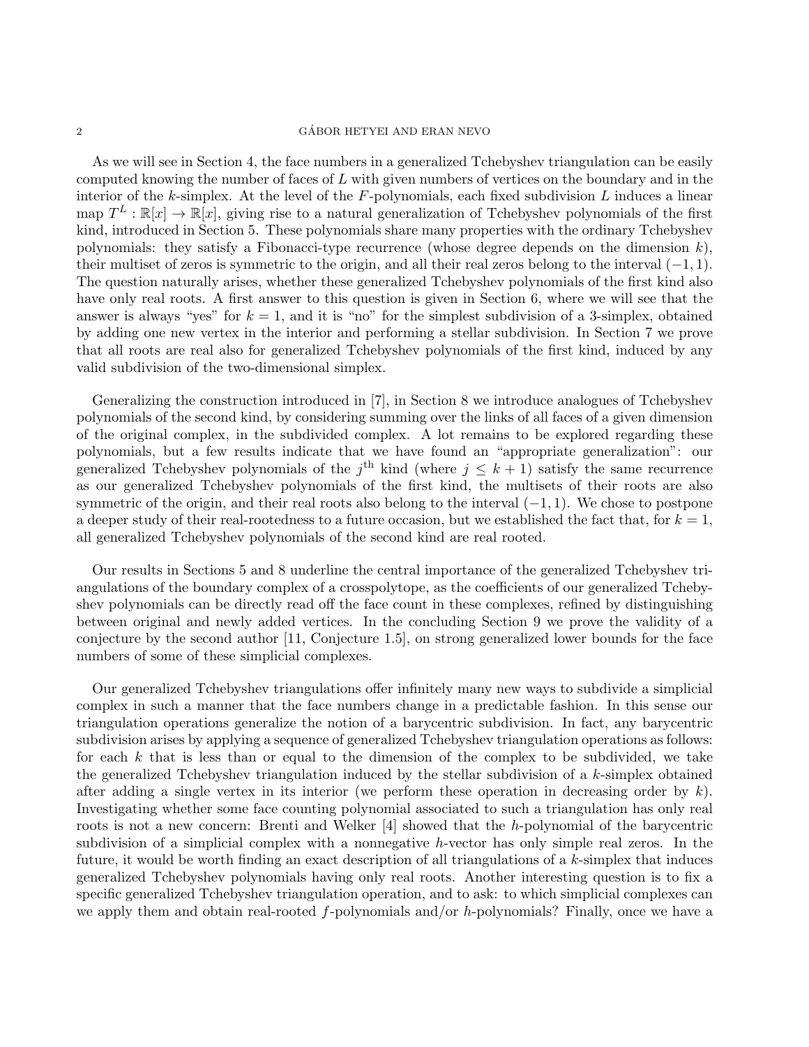As we will see in Section 4, the face numbers in a generalized Tchebyshev triangulation can be easily computed knowing the number of faces of $L$ with given numbers of vertices on the boundary and in the interior of the $k$-simplex. At the level of the $F$-polynomials, each fixed subdivision $L$ induces a linear map $T^L : \mathbb{R}[x] \to \mathbb{R}[x]$, giving rise to a natural generalization of Tchebyshev polynomials of the first kind, introduced in Section 5. These polynomials share many properties with the ordinary Tchebyshev polynomials: they satisfy a Fibonacci-type recurrence (whose degree depends on the dimension $k$), their multiset of zeros is symmetric to the origin, and all their real zeros belong to the interval $(-1, 1)$. The question naturally arises, whether these generalized Tchebyshev polynomials of the first kind also have only real roots. A first answer to this question is given in Section 6, where we will see that the answer is always "yes" for $k = 1$, and it is "no" for the simplest subdivision of a 3-simplex, obtained by adding one new vertex in the interior and performing a stellar subdivision. In Section 7 we prove that all roots are real also for generalized Tchebyshev polynomials of the first kind, induced by any valid subdivision of the two-dimensional simplex.

Generalizing the construction introduced in [7], in Section 8 we introduce analogues of Tchebyshev polynomials of the second kind, by considering summing over the links of all faces of a given dimension of the original complex, in the subdivided complex. A lot remains to be explored regarding these polynomials, but a few results indicate that we have found an "appropriate generalization": our generalized Tchebyshev polynomials of the $j^{\text{th}}$ kind (where $j \leq k + 1$) satisfy the same recurrence as our generalized Tchebyshev polynomials of the first kind, the multisets of their roots are also symmetric of the origin, and their real roots also belong to the interval $(-1, 1)$. We chose to postpone a deeper study of their real-rootedness to a future occasion, but we established the fact that, for $k = 1$, all generalized Tchebyshev polynomials of the second kind are real rooted.

Our results in Sections 5 and 8 underline the central importance of the generalized Tchebyshev triangulations of the boundary complex of a crosspolytope, as the coefficients of our generalized Tchebyshev polynomials can be directly read off the face count in these complexes, refined by distinguishing between original and newly added vertices. In the concluding Section 9 we prove the validity of a conjecture by the second author [11, Conjecture 1.5], on strong generalized lower bounds for the face numbers of some of these simplicial complexes.

Our generalized Tchebyshev triangulations offer infinitely many new ways to subdivide a simplicial complex in such a manner that the face numbers change in a predictable fashion. In this sense our triangulation operations generalize the notion of a barycentric subdivision. In fact, any barycentric subdivision arises by applying a sequence of generalized Tchebyshev triangulation operations as follows: for each $k$ that is less than or equal to the dimension of the complex to be subdivided, we take the generalized Tchebyshev triangulation induced by the stellar subdivision of a $k$-simplex obtained after adding a single vertex in its interior (we perform these operation in decreasing order by $k$). Investigating whether some face counting polynomial associated to such a triangulation has only real roots is not a new concern: Brenti and Welker [4] showed that the $h$-polynomial of the barycentric subdivision of a simplicial complex with a nonnegative $h$-vector has only simple real zeros. In the future, it would be worth finding an exact description of all triangulations of a $k$-simplex that induces generalized Tchebyshev polynomials having only real roots. Another interesting question is to fix a specific generalized Tchebyshev triangulation operation, and to ask: to which simplicial complexes can we apply them and obtain real-rooted $f$-polynomials and/or $h$-polynomials? Finally, once we have a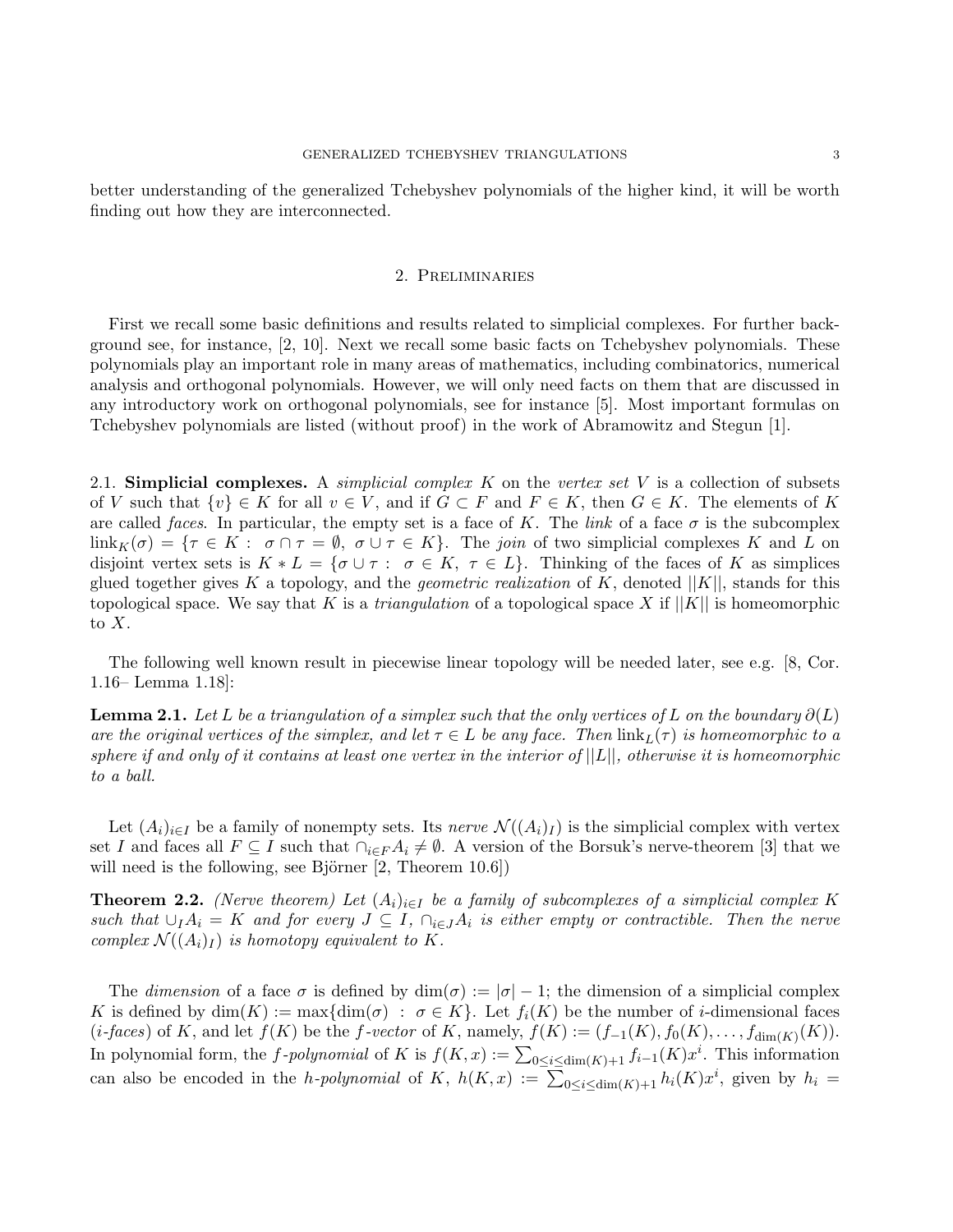better understanding of the generalized Tchebyshev polynomials of the higher kind, it will be worth finding out how they are interconnected.

## 2. Preliminaries

First we recall some basic definitions and results related to simplicial complexes. For further background see, for instance, [2, 10]. Next we recall some basic facts on Tchebyshev polynomials. These polynomials play an important role in many areas of mathematics, including combinatorics, numerical analysis and orthogonal polynomials. However, we will only need facts on them that are discussed in any introductory work on orthogonal polynomials, see for instance [5]. Most important formulas on Tchebyshev polynomials are listed (without proof) in the work of Abramowitz and Stegun [1].

### 2.1. Simplicial complexes.

A *simplicial complex* $K$ on the *vertex set* $V$ is a collection of subsets of $V$ such that $\{v\} \in K$ for all $v \in V$, and if $G \subset F$ and $F \in K$, then $G \in K$. The elements of $K$ are called *faces*. In particular, the empty set is a face of $K$. The *link* of a face $\sigma$ is the subcomplex $\mathrm{link}_K(\sigma) = \{\tau \in K : \ \sigma \cap \tau = \emptyset, \ \sigma \cup \tau \in K\}$. The *join* of two simplicial complexes $K$ and $L$ on disjoint vertex sets is $K * L = \{\sigma \cup \tau : \ \sigma \in K, \ \tau \in L\}$. Thinking of the faces of $K$ as simplices glued together gives $K$ a topology, and the *geometric realization* of $K$, denoted $||K||$, stands for this topological space. We say that $K$ is a *triangulation* of a topological space $X$ if $||K||$ is homeomorphic to $X$.

The following well known result in piecewise linear topology will be needed later, see e.g. [8, Cor. 1.16– Lemma 1.18]:

**Lemma 2.1.** *Let $L$ be a triangulation of a simplex such that the only vertices of $L$ on the boundary $\partial(L)$ are the original vertices of the simplex, and let $\tau \in L$ be any face. Then $\mathrm{link}_L(\tau)$ is homeomorphic to a sphere if and only of it contains at least one vertex in the interior of $||L||$, otherwise it is homeomorphic to a ball.*

Let $(A_i)_{i\in I}$ be a family of nonempty sets. Its *nerve* $\mathcal{N}((A_i)_I)$ is the simplicial complex with vertex set $I$ and faces all $F \subseteq I$ such that $\cap_{i\in F} A_i \neq \emptyset$. A version of the Borsuk's nerve-theorem [3] that we will need is the following, see Björner [2, Theorem 10.6])

**Theorem 2.2.** *(Nerve theorem) Let $(A_i)_{i\in I}$ be a family of subcomplexes of a simplicial complex $K$ such that $\cup_I A_i = K$ and for every $J \subseteq I$, $\cap_{i\in J} A_i$ is either empty or contractible. Then the nerve complex $\mathcal{N}((A_i)_I)$ is homotopy equivalent to $K$.*

The *dimension* of a face $\sigma$ is defined by $\dim(\sigma) := |\sigma| - 1$; the dimension of a simplicial complex $K$ is defined by $\dim(K) := \max\{\dim(\sigma) \ : \ \sigma \in K\}$. Let $f_i(K)$ be the number of $i$-dimensional faces ($i$-*faces*) of $K$, and let $f(K)$ be the $f$-*vector* of $K$, namely, $f(K) := (f_{-1}(K), f_0(K), \ldots, f_{\dim(K)}(K))$. In polynomial form, the $f$-*polynomial* of $K$ is $f(K, x) := \sum_{0\le i\le \dim(K)+1} f_{i-1}(K)x^i$. This information can also be encoded in the $h$-*polynomial* of $K$, $h(K, x) := \sum_{0\le i\le \dim(K)+1} h_i(K)x^i$, given by $h_i =$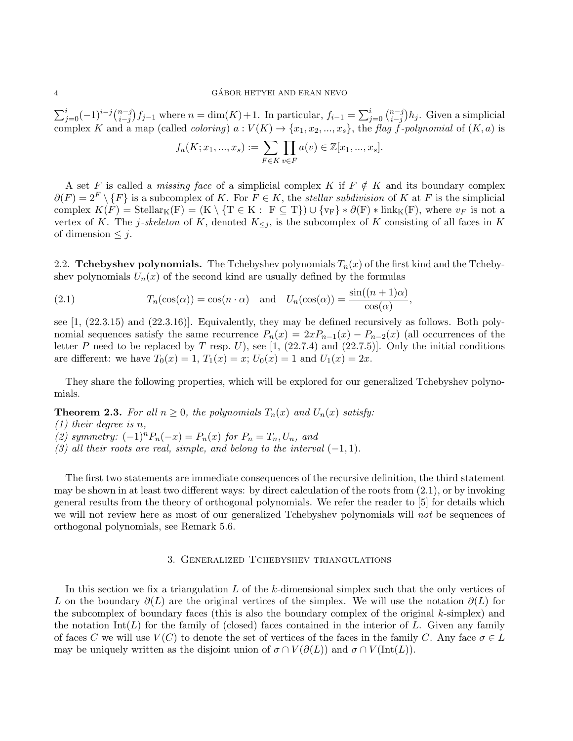$\sum_{j=0}^{i}(-1)^{i-j}\binom{n-j}{i-j}f_{j-1}$ where $n = \dim(K)+1$. In particular, $f_{i-1} = \sum_{j=0}^{i}\binom{n-j}{i-j}h_j$. Given a simplicial complex $K$ and a map (called *coloring*) $a : V(K) \to \{x_1, x_2, ..., x_s\}$, the *flag f-polynomial* of $(K, a)$ is

$$f_a(K; x_1, ..., x_s) := \sum_{F\in K}\prod_{v\in F} a(v) \in \mathbb{Z}[x_1, ..., x_s].$$

A set $F$ is called a *missing face* of a simplicial complex $K$ if $F \notin K$ and its boundary complex $\partial(F) = 2^F \setminus \{F\}$ is a subcomplex of $K$. For $F \in K$, the *stellar subdivision* of $K$ at $F$ is the simplicial complex $K(F) = \mathrm{Stellar}_K(F) = (K \setminus \{T \in K :\ F \subseteq T\}) \cup \{v_F\} * \partial(F) * \mathrm{link}_K(F)$, where $v_F$ is not a vertex of $K$. The *j-skeleton* of $K$, denoted $K_{\leq j}$, is the subcomplex of $K$ consisting of all faces in $K$ of dimension $\leq j$.

### 2.2. Tchebyshev polynomials.

The Tchebyshev polynomials $T_n(x)$ of the first kind and the Tchebyshev polynomials $U_n(x)$ of the second kind are usually defined by the formulas

$$T_n(\cos(\alpha)) = \cos(n\cdot\alpha) \quad \text{and} \quad U_n(\cos(\alpha)) = \frac{\sin((n+1)\alpha)}{\cos(\alpha)}, \tag{2.1}$$

see [1, (22.3.15) and (22.3.16)]. Equivalently, they may be defined recursively as follows. Both polynomial sequences satisfy the same recurrence $P_n(x) = 2xP_{n-1}(x) - P_{n-2}(x)$ (all occurrences of the letter $P$ need to be replaced by $T$ resp. $U$), see [1, (22.7.4) and (22.7.5)]. Only the initial conditions are different: we have $T_0(x) = 1$, $T_1(x) = x$; $U_0(x) = 1$ and $U_1(x) = 2x$.

They share the following properties, which will be explored for our generalized Tchebyshev polynomials.

**Theorem 2.3.** *For all $n \geq 0$, the polynomials $T_n(x)$ and $U_n(x)$ satisfy:*
*(1) their degree is $n$,*
*(2) symmetry: $(-1)^n P_n(-x) = P_n(x)$ for $P_n = T_n, U_n$, and*
*(3) all their roots are real, simple, and belong to the interval $(-1, 1)$.*

The first two statements are immediate consequences of the recursive definition, the third statement may be shown in at least two different ways: by direct calculation of the roots from (2.1), or by invoking general results from the theory of orthogonal polynomials. We refer the reader to [5] for details which we will not review here as most of our generalized Tchebyshev polynomials will *not* be sequences of orthogonal polynomials, see Remark 5.6.

## 3. Generalized Tchebyshev triangulations

In this section we fix a triangulation $L$ of the $k$-dimensional simplex such that the only vertices of $L$ on the boundary $\partial(L)$ are the original vertices of the simplex. We will use the notation $\partial(L)$ for the subcomplex of boundary faces (this is also the boundary complex of the original $k$-simplex) and the notation $\mathrm{Int}(L)$ for the family of (closed) faces contained in the interior of $L$. Given any family of faces $C$ we will use $V(C)$ to denote the set of vertices of the faces in the family $C$. Any face $\sigma \in L$ may be uniquely written as the disjoint union of $\sigma \cap V(\partial(L))$ and $\sigma \cap V(\mathrm{Int}(L))$.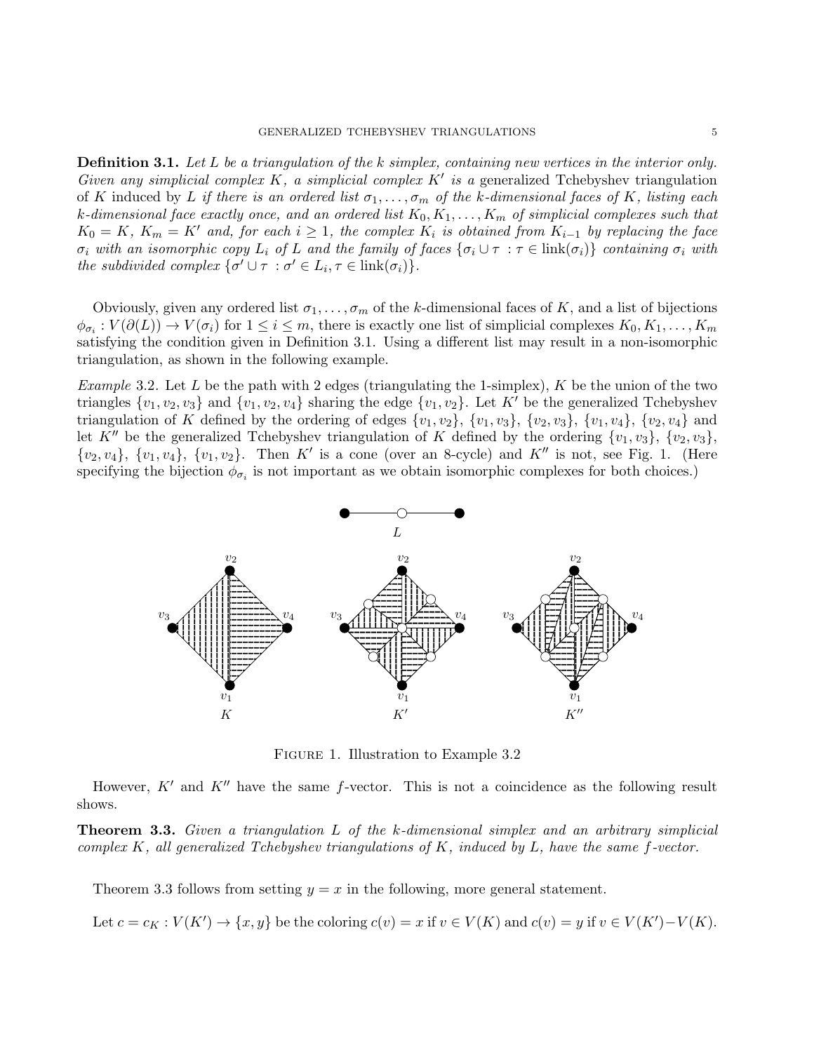**Definition 3.1.** *Let $L$ be a triangulation of the $k$ simplex, containing new vertices in the interior only. Given any simplicial complex $K$, a simplicial complex $K'$ is a* generalized Tchebyshev triangulation *of $K$ induced by $L$ if there is an ordered list $\sigma_1, \ldots, \sigma_m$ of the $k$-dimensional faces of $K$, listing each $k$-dimensional face exactly once, and an ordered list $K_0, K_1, \ldots, K_m$ of simplicial complexes such that $K_0 = K$, $K_m = K'$ and, for each $i \geq 1$, the complex $K_i$ is obtained from $K_{i-1}$ by replacing the face $\sigma_i$ with an isomorphic copy $L_i$ of $L$ and the family of faces $\{\sigma_i \cup \tau : \tau \in \mathrm{link}(\sigma_i)\}$ containing $\sigma_i$ with the subdivided complex $\{\sigma' \cup \tau : \sigma' \in L_i, \tau \in \mathrm{link}(\sigma_i)\}$.*

Obviously, given any ordered list $\sigma_1, \ldots, \sigma_m$ of the $k$-dimensional faces of $K$, and a list of bijections $\phi_{\sigma_i} : V(\partial(L)) \to V(\sigma_i)$ for $1 \leq i \leq m$, there is exactly one list of simplicial complexes $K_0, K_1, \ldots, K_m$ satisfying the condition given in Definition 3.1. Using a different list may result in a non-isomorphic triangulation, as shown in the following example.

*Example* 3.2. Let $L$ be the path with 2 edges (triangulating the 1-simplex), $K$ be the union of the two triangles $\{v_1, v_2, v_3\}$ and $\{v_1, v_2, v_4\}$ sharing the edge $\{v_1, v_2\}$. Let $K'$ be the generalized Tchebyshev triangulation of $K$ defined by the ordering of edges $\{v_1, v_2\}$, $\{v_1, v_3\}$, $\{v_2, v_3\}$, $\{v_1, v_4\}$, $\{v_2, v_4\}$ and let $K''$ be the generalized Tchebyshev triangulation of $K$ defined by the ordering $\{v_1, v_3\}$, $\{v_2, v_3\}$, $\{v_2, v_4\}$, $\{v_1, v_4\}$, $\{v_1, v_2\}$. Then $K'$ is a cone (over an 8-cycle) and $K''$ is not, see Fig. 1. (Here specifying the bijection $\phi_{\sigma_i}$ is not important as we obtain isomorphic complexes for both choices.)

FIGURE 1. Illustration to Example 3.2

However, $K'$ and $K''$ have the same $f$-vector. This is not a coincidence as the following result shows.

**Theorem 3.3.** *Given a triangulation $L$ of the $k$-dimensional simplex and an arbitrary simplicial complex $K$, all generalized Tchebyshev triangulations of $K$, induced by $L$, have the same $f$-vector.*

Theorem 3.3 follows from setting $y = x$ in the following, more general statement.

Let $c = c_K : V(K') \to \{x, y\}$ be the coloring $c(v) = x$ if $v \in V(K)$ and $c(v) = y$ if $v \in V(K') - V(K)$.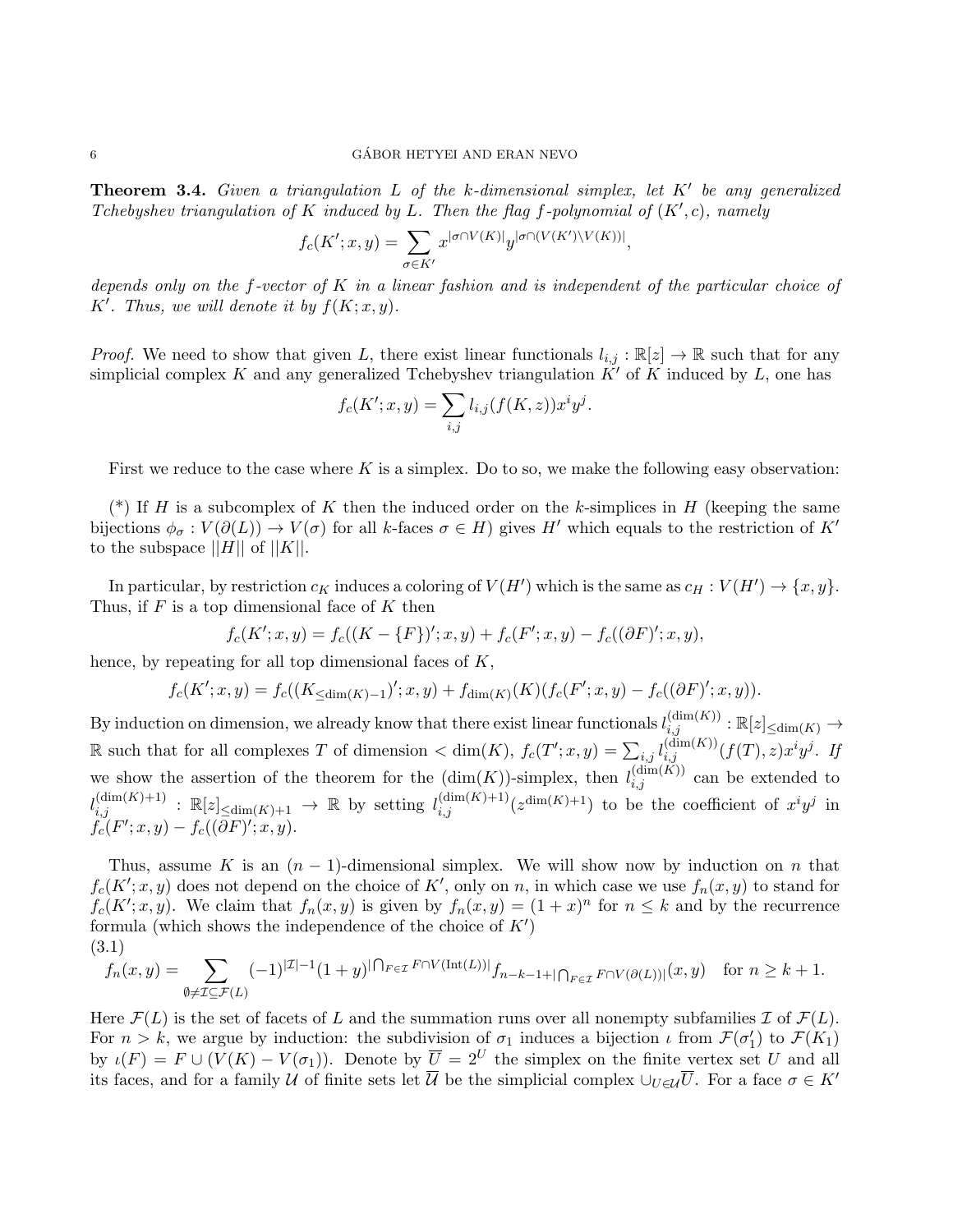**Theorem 3.4.** *Given a triangulation $L$ of the $k$-dimensional simplex, let $K'$ be any generalized Tchebyshev triangulation of $K$ induced by $L$. Then the flag $f$-polynomial of $(K', c)$, namely*

$$f_c(K'; x, y) = \sum_{\sigma \in K'} x^{|\sigma \cap V(K)|} y^{|\sigma \cap (V(K') \setminus V(K))|},$$

*depends only on the $f$-vector of $K$ in a linear fashion and is independent of the particular choice of $K'$. Thus, we will denote it by $f(K; x, y)$.*

*Proof.* We need to show that given $L$, there exist linear functionals $l_{i,j} : \mathbb{R}[z] \to \mathbb{R}$ such that for any simplicial complex $K$ and any generalized Tchebyshev triangulation $K'$ of $K$ induced by $L$, one has

$$f_c(K'; x, y) = \sum_{i,j} l_{i,j}(f(K, z)) x^i y^j.$$

First we reduce to the case where $K$ is a simplex. Do to so, we make the following easy observation:

(*) If $H$ is a subcomplex of $K$ then the induced order on the $k$-simplices in $H$ (keeping the same bijections $\phi_\sigma : V(\partial(L)) \to V(\sigma)$ for all $k$-faces $\sigma \in H$) gives $H'$ which equals to the restriction of $K'$ to the subspace $||H||$ of $||K||$.

In particular, by restriction $c_K$ induces a coloring of $V(H')$ which is the same as $c_H : V(H') \to \{x, y\}$. Thus, if $F$ is a top dimensional face of $K$ then

$$f_c(K'; x, y) = f_c((K - \{F\})'; x, y) + f_c(F'; x, y) - f_c((\partial F)'; x, y),$$

hence, by repeating for all top dimensional faces of $K$,

$$f_c(K'; x, y) = f_c((K_{\leq \dim(K)-1})'; x, y) + f_{\dim(K)}(K)(f_c(F'; x, y) - f_c((\partial F)'; x, y)).$$

By induction on dimension, we already know that there exist linear functionals $l_{i,j}^{(\dim(K))} : \mathbb{R}[z]_{\leq \dim(K)} \to \mathbb{R}$ such that for all complexes $T$ of dimension $< \dim(K)$, $f_c(T'; x, y) = \sum_{i,j} l_{i,j}^{(\dim(K))}(f(T), z) x^i y^j$. If we show the assertion of the theorem for the $(\dim(K))$-simplex, then $l_{i,j}^{(\dim(K))}$ can be extended to $l_{i,j}^{(\dim(K)+1)} : \mathbb{R}[z]_{\leq \dim(K)+1} \to \mathbb{R}$ by setting $l_{i,j}^{(\dim(K)+1)}(z^{\dim(K)+1})$ to be the coefficient of $x^i y^j$ in $f_c(F'; x, y) - f_c((\partial F)'; x, y)$.

Thus, assume $K$ is an $(n-1)$-dimensional simplex. We will show now by induction on $n$ that $f_c(K'; x, y)$ does not depend on the choice of $K'$, only on $n$, in which case we use $f_n(x, y)$ to stand for $f_c(K'; x, y)$. We claim that $f_n(x, y)$ is given by $f_n(x, y) = (1 + x)^n$ for $n \leq k$ and by the recurrence formula (which shows the independence of the choice of $K'$)

(3.1)
$$f_n(x, y) = \sum_{\emptyset \neq \mathcal{I} \subseteq \mathcal{F}(L)} (-1)^{|\mathcal{I}|-1} (1 + y)^{|\bigcap_{F \in \mathcal{I}} F \cap V(\mathrm{Int}(L))|} f_{n-k-1+|\bigcap_{F \in \mathcal{I}} F \cap V(\partial(L))|}(x, y) \quad \text{for } n \geq k + 1.$$

Here $\mathcal{F}(L)$ is the set of facets of $L$ and the summation runs over all nonempty subfamilies $\mathcal{I}$ of $\mathcal{F}(L)$. For $n > k$, we argue by induction: the subdivision of $\sigma_1$ induces a bijection $\iota$ from $\mathcal{F}(\sigma_1')$ to $\mathcal{F}(K_1)$ by $\iota(F) = F \cup (V(K) - V(\sigma_1))$. Denote by $\overline{U} = 2^U$ the simplex on the finite vertex set $U$ and all its faces, and for a family $\mathcal{U}$ of finite sets let $\overline{\mathcal{U}}$ be the simplicial complex $\cup_{U \in \mathcal{U}} \overline{U}$. For a face $\sigma \in K'$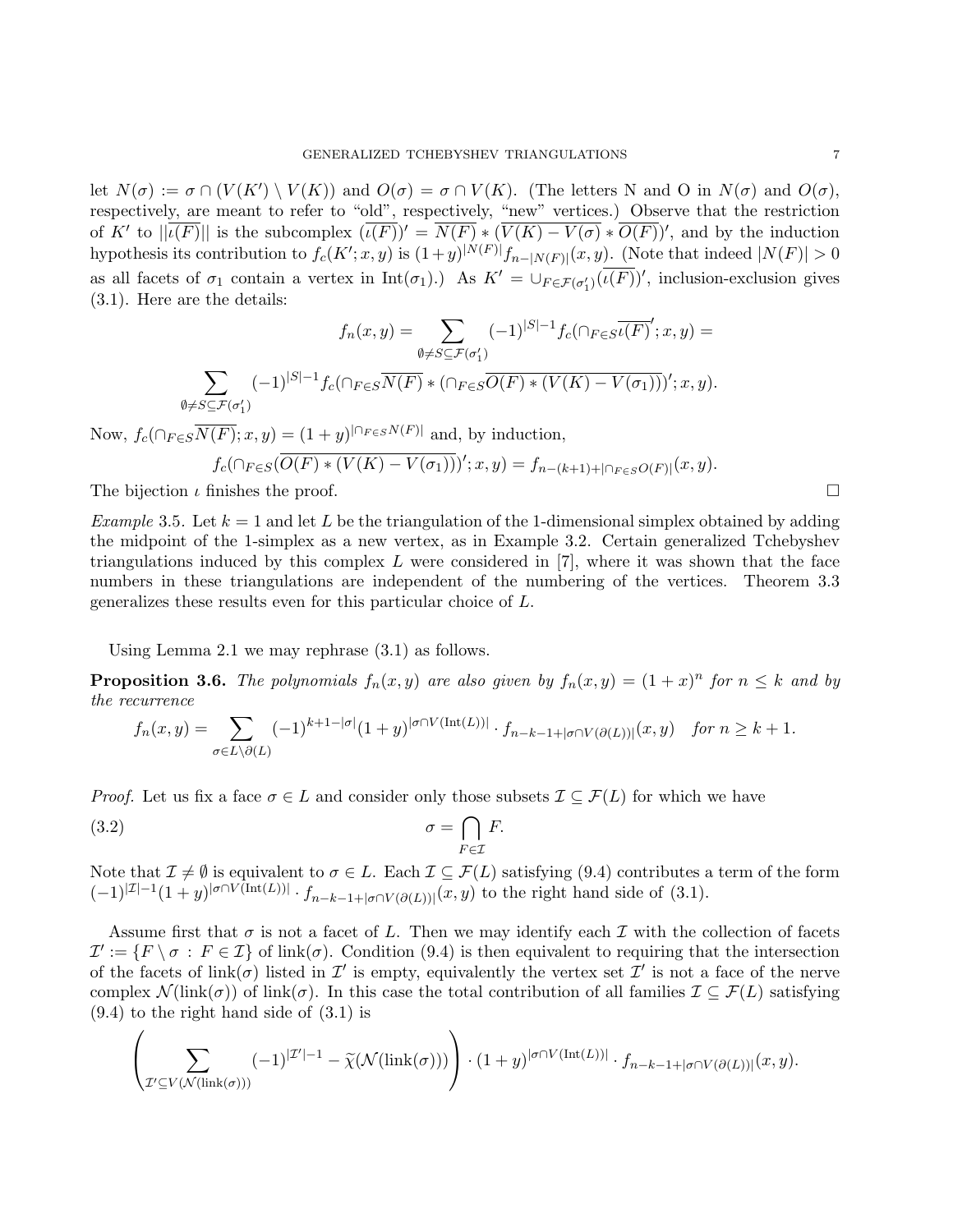let $N(\sigma) := \sigma \cap (V(K') \setminus V(K))$ and $O(\sigma) = \sigma \cap V(K)$. (The letters N and O in $N(\sigma)$ and $O(\sigma)$, respectively, are meant to refer to "old", respectively, "new" vertices.) Observe that the restriction of $K'$ to $||\overline{\iota(F)}||$ is the subcomplex $(\overline{\iota(F)})' = \overline{N(F)} * (\overline{V(K) - V(\sigma) * O(F)})'$, and by the induction hypothesis its contribution to $f_c(K'; x, y)$ is $(1+y)^{|N(F)|} f_{n-|N(F)|}(x,y)$. (Note that indeed $|N(F)| > 0$ as all facets of $\sigma_1$ contain a vertex in $\mathrm{Int}(\sigma_1)$.) As $K' = \cup_{F \in \mathcal{F}(\sigma_1')} (\overline{\iota(F)})'$, inclusion-exclusion gives (3.1). Here are the details:

$$f_n(x,y) = \sum_{\emptyset \neq S \subseteq \mathcal{F}(\sigma_1')} (-1)^{|S|-1} f_c(\cap_{F \in S} \overline{\iota(F)}'; x, y) =$$

$$\sum_{\emptyset \neq S \subseteq \mathcal{F}(\sigma_1')} (-1)^{|S|-1} f_c(\cap_{F \in S} \overline{N(F)} * (\cap_{F \in S} \overline{O(F) * (V(K) - V(\sigma_1))})'; x, y).$$

Now, $f_c(\cap_{F \in S} \overline{N(F)}; x, y) = (1+y)^{|\cap_{F \in S} N(F)|}$ and, by induction,

$$f_c(\cap_{F \in S} (\overline{O(F) * (V(K) - V(\sigma_1))})'; x, y) = f_{n-(k+1)+|\cap_{F \in S} O(F)|}(x,y).$$

The bijection $\iota$ finishes the proof. $\square$

*Example* 3.5. Let $k = 1$ and let $L$ be the triangulation of the 1-dimensional simplex obtained by adding the midpoint of the 1-simplex as a new vertex, as in Example 3.2. Certain generalized Tchebyshev triangulations induced by this complex $L$ were considered in [7], where it was shown that the face numbers in these triangulations are independent of the numbering of the vertices. Theorem 3.3 generalizes these results even for this particular choice of $L$.

Using Lemma 2.1 we may rephrase (3.1) as follows.

**Proposition 3.6.** *The polynomials $f_n(x,y)$ are also given by $f_n(x,y) = (1+x)^n$ for $n \leq k$ and by the recurrence*

$$f_n(x,y) = \sum_{\sigma \in L \setminus \partial(L)} (-1)^{k+1-|\sigma|} (1+y)^{|\sigma \cap V(\mathrm{Int}(L))|} \cdot f_{n-k-1+|\sigma \cap V(\partial(L))|}(x,y) \quad \textit{for } n \geq k+1.$$

*Proof.* Let us fix a face $\sigma \in L$ and consider only those subsets $\mathcal{I} \subseteq \mathcal{F}(L)$ for which we have

$$\sigma = \bigcap_{F \in \mathcal{I}} F. \tag{3.2}$$

Note that $\mathcal{I} \neq \emptyset$ is equivalent to $\sigma \in L$. Each $\mathcal{I} \subseteq \mathcal{F}(L)$ satisfying (9.4) contributes a term of the form $(-1)^{|\mathcal{I}|-1}(1+y)^{|\sigma \cap V(\mathrm{Int}(L))|} \cdot f_{n-k-1+|\sigma \cap V(\partial(L))|}(x,y)$ to the right hand side of (3.1).

Assume first that $\sigma$ is not a facet of $L$. Then we may identify each $\mathcal{I}$ with the collection of facets $\mathcal{I}' := \{F \setminus \sigma : F \in \mathcal{I}\}$ of $\mathrm{link}(\sigma)$. Condition (9.4) is then equivalent to requiring that the intersection of the facets of $\mathrm{link}(\sigma)$ listed in $\mathcal{I}'$ is empty, equivalently the vertex set $\mathcal{I}'$ is not a face of the nerve complex $\mathcal{N}(\mathrm{link}(\sigma))$ of $\mathrm{link}(\sigma)$. In this case the total contribution of all families $\mathcal{I} \subseteq \mathcal{F}(L)$ satisfying (9.4) to the right hand side of (3.1) is

$$\left( \sum_{\mathcal{I}' \subseteq V(\mathcal{N}(\mathrm{link}(\sigma)))} (-1)^{|\mathcal{I}'|-1} - \widetilde{\chi}(\mathcal{N}(\mathrm{link}(\sigma))) \right) \cdot (1+y)^{|\sigma \cap V(\mathrm{Int}(L))|} \cdot f_{n-k-1+|\sigma \cap V(\partial(L))|}(x,y).$$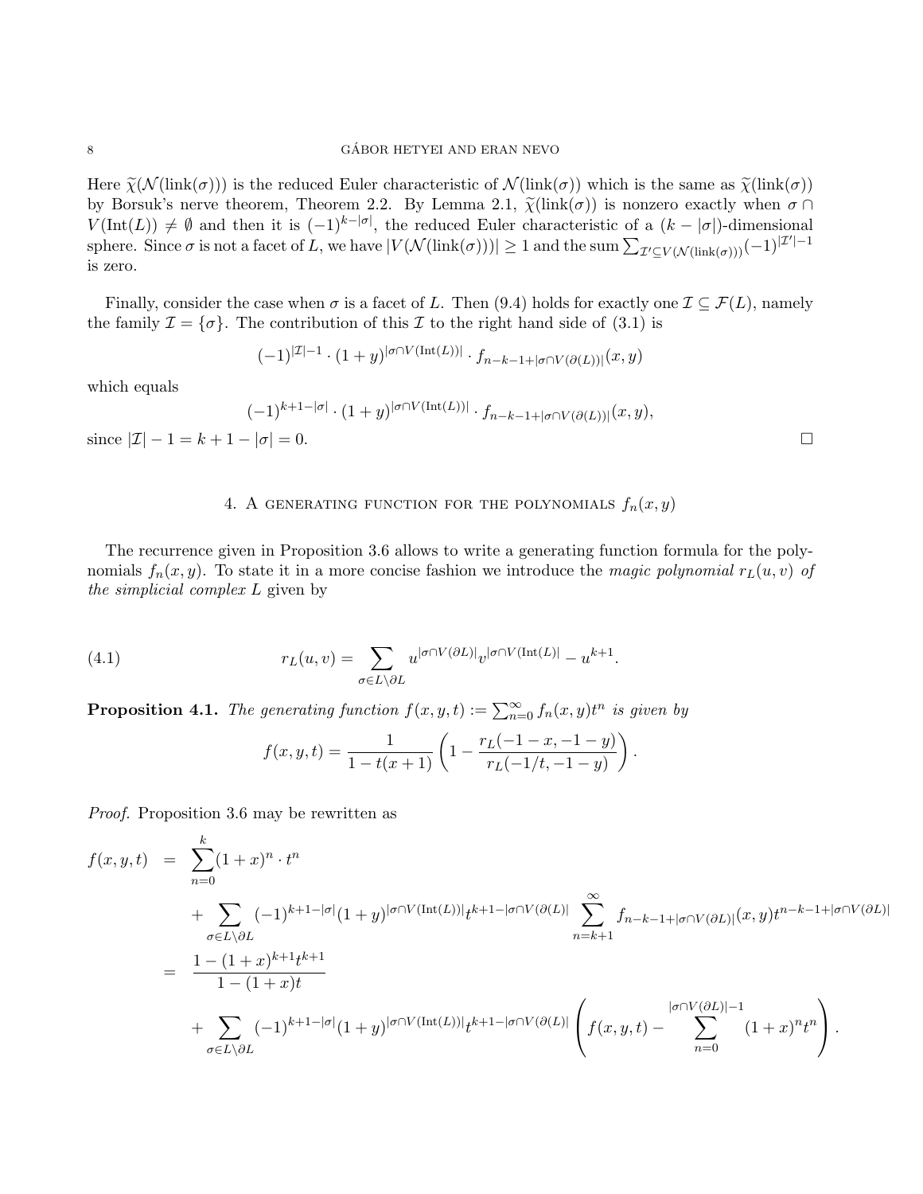Here $\widetilde{\chi}(\mathcal{N}(\text{link}(\sigma)))$ is the reduced Euler characteristic of $\mathcal{N}(\text{link}(\sigma))$ which is the same as $\widetilde{\chi}(\text{link}(\sigma))$ by Borsuk's nerve theorem, Theorem 2.2. By Lemma 2.1, $\widetilde{\chi}(\text{link}(\sigma))$ is nonzero exactly when $\sigma \cap V(\text{Int}(L)) \neq \emptyset$ and then it is $(-1)^{k-|\sigma|}$, the reduced Euler characteristic of a $(k-|\sigma|)$-dimensional sphere. Since $\sigma$ is not a facet of $L$, we have $|V(\mathcal{N}(\text{link}(\sigma)))| \geq 1$ and the sum $\sum_{\mathcal{I}' \subseteq V(\mathcal{N}(\text{link}(\sigma)))} (-1)^{|\mathcal{I}'|-1}$ is zero.

Finally, consider the case when $\sigma$ is a facet of $L$. Then (9.4) holds for exactly one $\mathcal{I} \subseteq \mathcal{F}(L)$, namely the family $\mathcal{I} = \{\sigma\}$. The contribution of this $\mathcal{I}$ to the right hand side of (3.1) is

$$(-1)^{|\mathcal{I}|-1} \cdot (1+y)^{|\sigma \cap V(\text{Int}(L))|} \cdot f_{n-k-1+|\sigma \cap V(\partial(L))|}(x,y)$$

which equals

$$(-1)^{k+1-|\sigma|} \cdot (1+y)^{|\sigma \cap V(\text{Int}(L))|} \cdot f_{n-k-1+|\sigma \cap V(\partial(L))|}(x,y),$$

since $|\mathcal{I}| - 1 = k + 1 - |\sigma| = 0$. $\square$

## 4. A generating function for the polynomials $f_n(x, y)$

The recurrence given in Proposition 3.6 allows to write a generating function formula for the polynomials $f_n(x, y)$. To state it in a more concise fashion we introduce the *magic polynomial* $r_L(u, v)$ *of the simplicial complex* $L$ given by

$$r_L(u,v) = \sum_{\sigma \in L \setminus \partial L} u^{|\sigma \cap V(\partial L)|} v^{|\sigma \cap V(\text{Int}(L)|} - u^{k+1}. \tag{4.1}$$

**Proposition 4.1.** *The generating function* $f(x,y,t) := \sum_{n=0}^{\infty} f_n(x,y)t^n$ *is given by*

$$f(x,y,t) = \frac{1}{1-t(x+1)} \left( 1 - \frac{r_L(-1-x,-1-y)}{r_L(-1/t,-1-y)} \right).$$

*Proof.* Proposition 3.6 may be rewritten as

$$\begin{aligned}
f(x,y,t) &= \sum_{n=0}^{k} (1+x)^n \cdot t^n \\
&\quad + \sum_{\sigma \in L \setminus \partial L} (-1)^{k+1-|\sigma|} (1+y)^{|\sigma \cap V(\text{Int}(L))|} t^{k+1-|\sigma \cap V(\partial(L)|} \sum_{n=k+1}^{\infty} f_{n-k-1+|\sigma \cap V(\partial L)|}(x,y) t^{n-k-1+|\sigma \cap V(\partial L)|} \\
&= \frac{1-(1+x)^{k+1}t^{k+1}}{1-(1+x)t} \\
&\quad + \sum_{\sigma \in L \setminus \partial L} (-1)^{k+1-|\sigma|} (1+y)^{|\sigma \cap V(\text{Int}(L))|} t^{k+1-|\sigma \cap V(\partial(L)|} \left( f(x,y,t) - \sum_{n=0}^{|\sigma \cap V(\partial L)|-1} (1+x)^n t^n \right).
\end{aligned}$$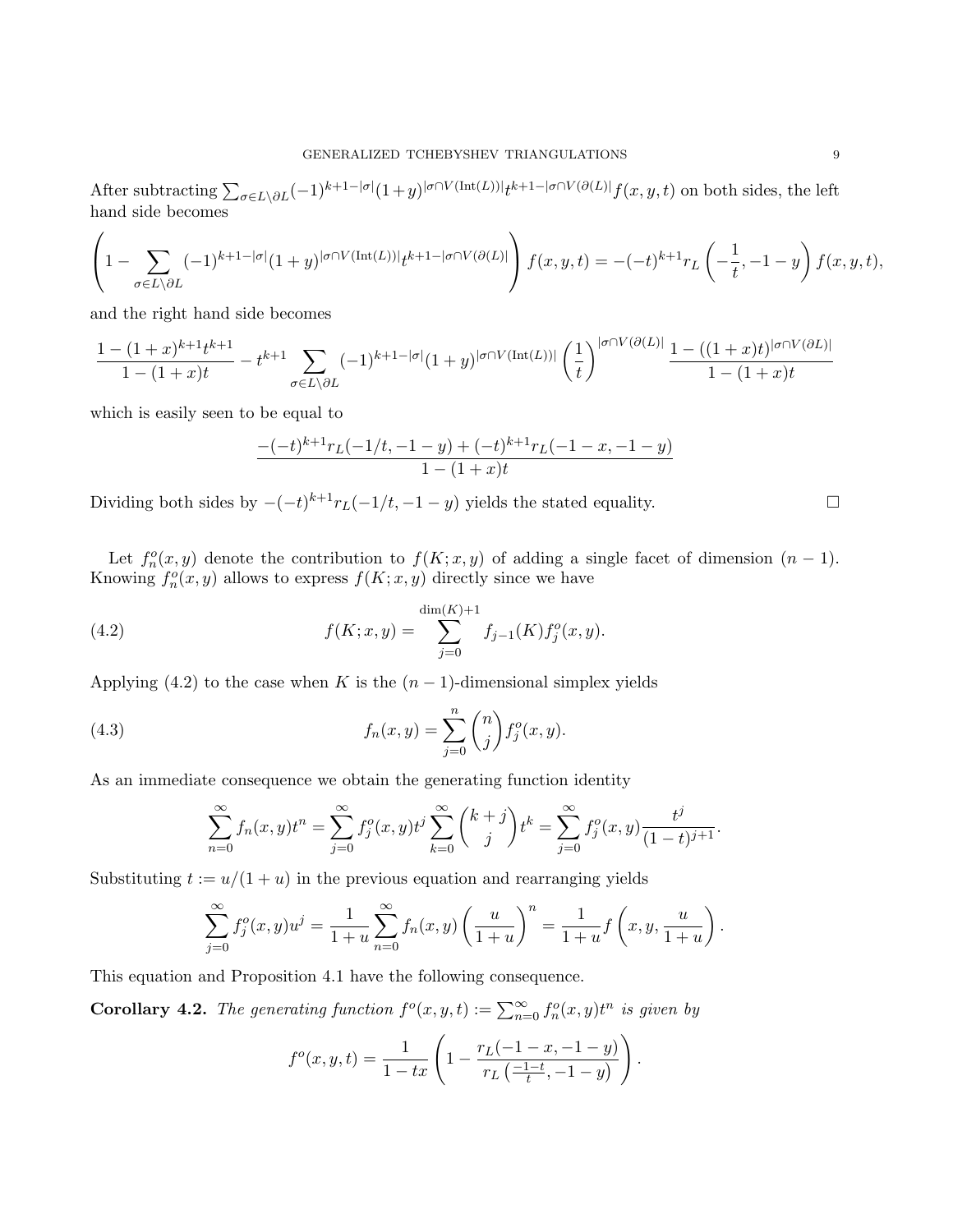After subtracting $\sum_{\sigma\in L\setminus\partial L}(-1)^{k+1-|\sigma|}(1+y)^{|\sigma\cap V(\mathrm{Int}(L))|}t^{k+1-|\sigma\cap V(\partial(L)|}f(x,y,t)$ on both sides, the left hand side becomes

$$\left(1-\sum_{\sigma\in L\setminus\partial L}(-1)^{k+1-|\sigma|}(1+y)^{|\sigma\cap V(\mathrm{Int}(L))|}t^{k+1-|\sigma\cap V(\partial(L)|}\right)f(x,y,t) = -(-t)^{k+1}r_L\left(-\frac{1}{t},-1-y\right)f(x,y,t),$$

and the right hand side becomes

$$\frac{1-(1+x)^{k+1}t^{k+1}}{1-(1+x)t} - t^{k+1}\sum_{\sigma\in L\setminus\partial L}(-1)^{k+1-|\sigma|}(1+y)^{|\sigma\cap V(\mathrm{Int}(L))|}\left(\frac{1}{t}\right)^{|\sigma\cap V(\partial(L)|}\frac{1-((1+x)t)^{|\sigma\cap V(\partial L)|}}{1-(1+x)t}$$

which is easily seen to be equal to

$$\frac{-(-t)^{k+1}r_L(-1/t,-1-y)+(-t)^{k+1}r_L(-1-x,-1-y)}{1-(1+x)t}$$

Dividing both sides by $-(-t)^{k+1}r_L(-1/t,-1-y)$ yields the stated equality. $\square$

Let $f_n^o(x,y)$ denote the contribution to $f(K;x,y)$ of adding a single facet of dimension $(n-1)$. Knowing $f_n^o(x,y)$ allows to express $f(K;x,y)$ directly since we have

$$f(K;x,y) = \sum_{j=0}^{\dim(K)+1} f_{j-1}(K)f_j^o(x,y). \tag{4.2}$$

Applying (4.2) to the case when $K$ is the $(n-1)$-dimensional simplex yields

$$f_n(x,y) = \sum_{j=0}^{n}\binom{n}{j}f_j^o(x,y). \tag{4.3}$$

As an immediate consequence we obtain the generating function identity

$$\sum_{n=0}^{\infty}f_n(x,y)t^n = \sum_{j=0}^{\infty}f_j^o(x,y)t^j\sum_{k=0}^{\infty}\binom{k+j}{j}t^k = \sum_{j=0}^{\infty}f_j^o(x,y)\frac{t^j}{(1-t)^{j+1}}.$$

Substituting $t := u/(1+u)$ in the previous equation and rearranging yields

$$\sum_{j=0}^{\infty}f_j^o(x,y)u^j = \frac{1}{1+u}\sum_{n=0}^{\infty}f_n(x,y)\left(\frac{u}{1+u}\right)^n = \frac{1}{1+u}f\left(x,y,\frac{u}{1+u}\right).$$

This equation and Proposition 4.1 have the following consequence.

**Corollary 4.2.** *The generating function $f^o(x,y,t) := \sum_{n=0}^{\infty}f_n^o(x,y)t^n$ is given by*

$$f^o(x,y,t) = \frac{1}{1-tx}\left(1-\frac{r_L(-1-x,-1-y)}{r_L\left(\frac{-1-t}{t},-1-y\right)}\right).$$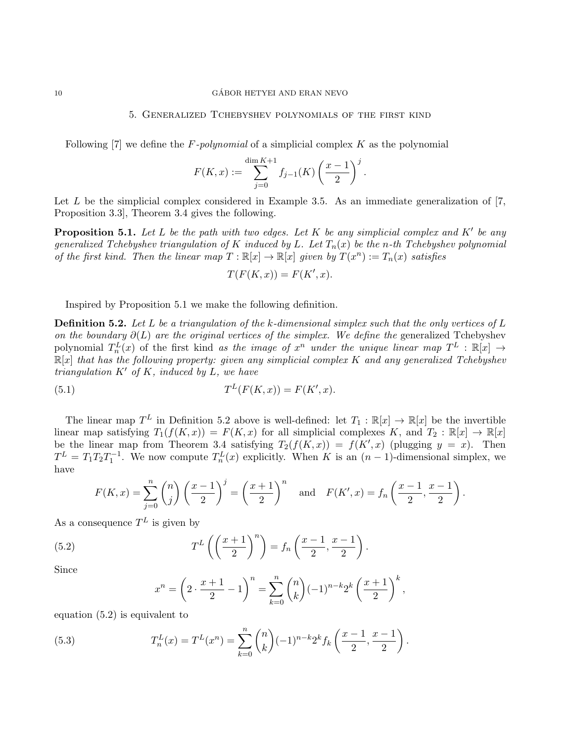## 5. Generalized Tchebyshev polynomials of the first kind

Following [7] we define the *F-polynomial* of a simplicial complex $K$ as the polynomial

$$F(K,x) := \sum_{j=0}^{\dim K+1} f_{j-1}(K) \left(\frac{x-1}{2}\right)^j.$$

Let $L$ be the simplicial complex considered in Example 3.5. As an immediate generalization of [7, Proposition 3.3], Theorem 3.4 gives the following.

**Proposition 5.1.** *Let $L$ be the path with two edges. Let $K$ be any simplicial complex and $K'$ be any generalized Tchebyshev triangulation of $K$ induced by $L$. Let $T_n(x)$ be the $n$-th Tchebyshev polynomial of the first kind. Then the linear map $T : \mathbb{R}[x] \to \mathbb{R}[x]$ given by $T(x^n) := T_n(x)$ satisfies*

$$T(F(K,x)) = F(K',x).$$

Inspired by Proposition 5.1 we make the following definition.

**Definition 5.2.** *Let $L$ be a triangulation of the $k$-dimensional simplex such that the only vertices of $L$ on the boundary $\partial(L)$ are the original vertices of the simplex. We define the* generalized Tchebyshev polynomial $T_n^L(x)$ of the first kind *as the image of $x^n$ under the unique linear map $T^L : \mathbb{R}[x] \to \mathbb{R}[x]$ that has the following property: given any simplicial complex $K$ and any generalized Tchebyshev triangulation $K'$ of $K$, induced by $L$, we have*

$$T^L(F(K,x)) = F(K',x). \tag{5.1}$$

The linear map $T^L$ in Definition 5.2 above is well-defined: let $T_1 : \mathbb{R}[x] \to \mathbb{R}[x]$ be the invertible linear map satisfying $T_1(f(K,x)) = F(K,x)$ for all simplicial complexes $K$, and $T_2 : \mathbb{R}[x] \to \mathbb{R}[x]$ be the linear map from Theorem 3.4 satisfying $T_2(f(K,x)) = f(K',x)$ (plugging $y = x$). Then $T^L = T_1 T_2 T_1^{-1}$. We now compute $T_n^L(x)$ explicitly. When $K$ is an $(n-1)$-dimensional simplex, we have

$$F(K,x) = \sum_{j=0}^{n} \binom{n}{j} \left(\frac{x-1}{2}\right)^j = \left(\frac{x+1}{2}\right)^n \quad \text{and} \quad F(K',x) = f_n\left(\frac{x-1}{2}, \frac{x-1}{2}\right).$$

As a consequence $T^L$ is given by

$$T^L\left(\left(\frac{x+1}{2}\right)^n\right) = f_n\left(\frac{x-1}{2}, \frac{x-1}{2}\right). \tag{5.2}$$

Since

$$x^n = \left(2 \cdot \frac{x+1}{2} - 1\right)^n = \sum_{k=0}^{n} \binom{n}{k} (-1)^{n-k} 2^k \left(\frac{x+1}{2}\right)^k,$$

equation (5.2) is equivalent to

$$T_n^L(x) = T^L(x^n) = \sum_{k=0}^{n} \binom{n}{k} (-1)^{n-k} 2^k f_k\left(\frac{x-1}{2}, \frac{x-1}{2}\right). \tag{5.3}$$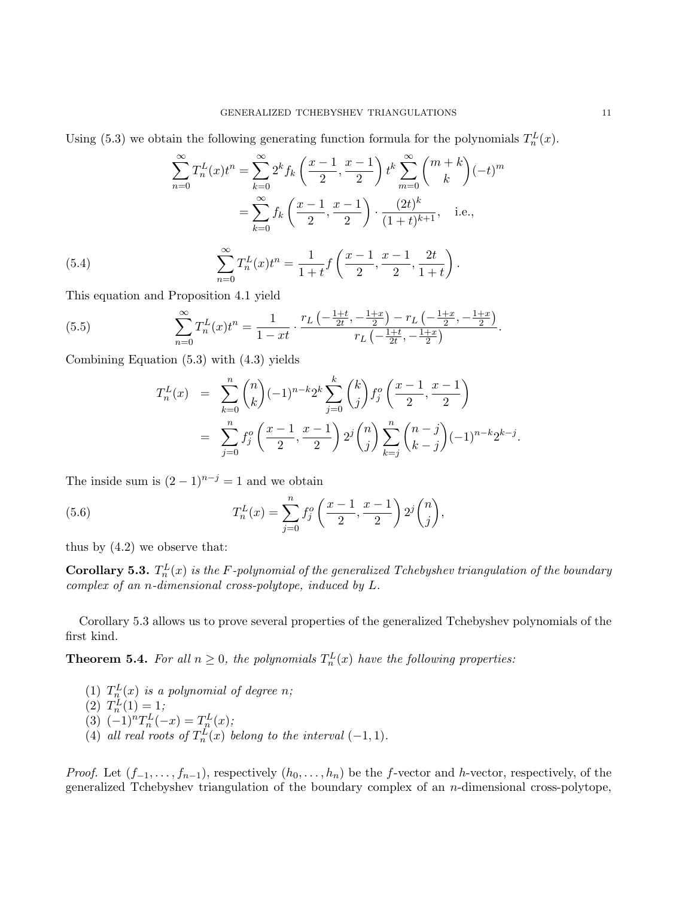Using (5.3) we obtain the following generating function formula for the polynomials $T_n^L(x)$.

$$\sum_{n=0}^{\infty} T_n^L(x)t^n = \sum_{k=0}^{\infty} 2^k f_k\left(\frac{x-1}{2}, \frac{x-1}{2}\right) t^k \sum_{m=0}^{\infty} \binom{m+k}{k}(-t)^m$$
$$= \sum_{k=0}^{\infty} f_k\left(\frac{x-1}{2}, \frac{x-1}{2}\right) \cdot \frac{(2t)^k}{(1+t)^{k+1}}, \quad \text{i.e.,}$$

$$\sum_{n=0}^{\infty} T_n^L(x)t^n = \frac{1}{1+t} f\left(\frac{x-1}{2}, \frac{x-1}{2}, \frac{2t}{1+t}\right). \tag{5.4}$$

This equation and Proposition 4.1 yield

$$\sum_{n=0}^{\infty} T_n^L(x)t^n = \frac{1}{1-xt} \cdot \frac{r_L\left(-\frac{1+t}{2t}, -\frac{1+x}{2}\right) - r_L\left(-\frac{1+x}{2}, -\frac{1+x}{2}\right)}{r_L\left(-\frac{1+t}{2t}, -\frac{1+x}{2}\right)}. \tag{5.5}$$

Combining Equation (5.3) with (4.3) yields

$$\begin{aligned}
T_n^L(x) &= \sum_{k=0}^{n} \binom{n}{k}(-1)^{n-k} 2^k \sum_{j=0}^{k} \binom{k}{j} f_j^o\left(\frac{x-1}{2}, \frac{x-1}{2}\right) \\
&= \sum_{j=0}^{n} f_j^o\left(\frac{x-1}{2}, \frac{x-1}{2}\right) 2^j \binom{n}{j} \sum_{k=j}^{n} \binom{n-j}{k-j}(-1)^{n-k} 2^{k-j}.
\end{aligned}$$

The inside sum is $(2-1)^{n-j} = 1$ and we obtain

$$T_n^L(x) = \sum_{j=0}^{n} f_j^o\left(\frac{x-1}{2}, \frac{x-1}{2}\right) 2^j \binom{n}{j}, \tag{5.6}$$

thus by (4.2) we observe that:

**Corollary 5.3.** *$T_n^L(x)$ is the $F$-polynomial of the generalized Tchebyshev triangulation of the boundary complex of an $n$-dimensional cross-polytope, induced by $L$.*

Corollary 5.3 allows us to prove several properties of the generalized Tchebyshev polynomials of the first kind.

**Theorem 5.4.** *For all $n \geq 0$, the polynomials $T_n^L(x)$ have the following properties:*

1. *$T_n^L(x)$ is a polynomial of degree $n$;*
2. *$T_n^L(1) = 1$;*
3. *$(-1)^n T_n^L(-x) = T_n^L(x)$;*
4. *all real roots of $T_n^L(x)$ belong to the interval $(-1, 1)$.*

*Proof.* Let $(f_{-1}, \ldots, f_{n-1})$, respectively $(h_0, \ldots, h_n)$ be the $f$-vector and $h$-vector, respectively, of the generalized Tchebyshev triangulation of the boundary complex of an $n$-dimensional cross-polytope,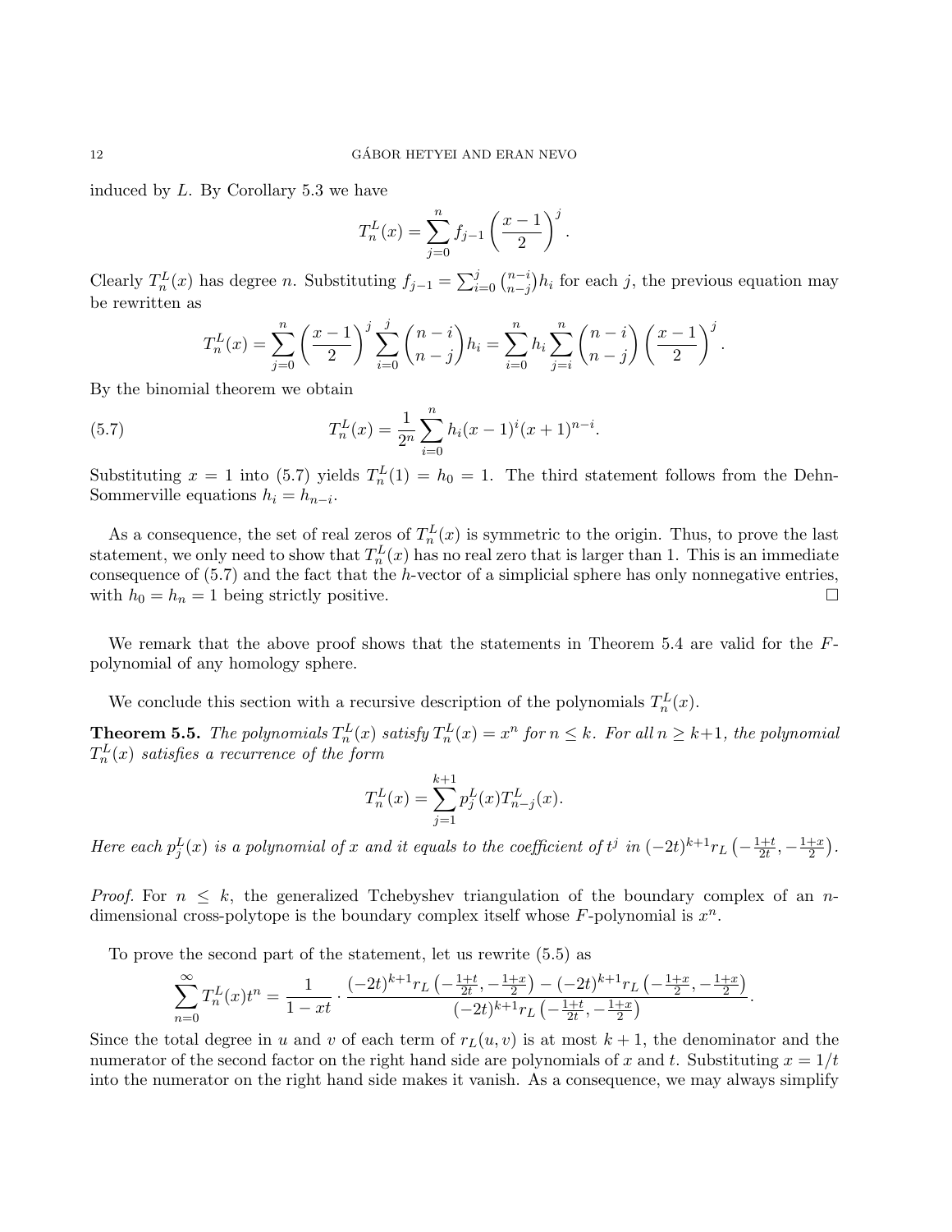induced by $L$. By Corollary 5.3 we have

$$T_n^L(x) = \sum_{j=0}^{n} f_{j-1} \left(\frac{x-1}{2}\right)^j.$$

Clearly $T_n^L(x)$ has degree $n$. Substituting $f_{j-1} = \sum_{i=0}^{j} \binom{n-i}{n-j} h_i$ for each $j$, the previous equation may be rewritten as

$$T_n^L(x) = \sum_{j=0}^{n} \left(\frac{x-1}{2}\right)^j \sum_{i=0}^{j} \binom{n-i}{n-j} h_i = \sum_{i=0}^{n} h_i \sum_{j=i}^{n} \binom{n-i}{n-j} \left(\frac{x-1}{2}\right)^j.$$

By the binomial theorem we obtain

$$T_n^L(x) = \frac{1}{2^n} \sum_{i=0}^{n} h_i (x-1)^i (x+1)^{n-i}. \tag{5.7}$$

Substituting $x = 1$ into (5.7) yields $T_n^L(1) = h_0 = 1$. The third statement follows from the Dehn-Sommerville equations $h_i = h_{n-i}$.

As a consequence, the set of real zeros of $T_n^L(x)$ is symmetric to the origin. Thus, to prove the last statement, we only need to show that $T_n^L(x)$ has no real zero that is larger than 1. This is an immediate consequence of (5.7) and the fact that the $h$-vector of a simplicial sphere has only nonnegative entries, with $h_0 = h_n = 1$ being strictly positive. $\square$

We remark that the above proof shows that the statements in Theorem 5.4 are valid for the $F$-polynomial of any homology sphere.

We conclude this section with a recursive description of the polynomials $T_n^L(x)$.

**Theorem 5.5.** *The polynomials $T_n^L(x)$ satisfy $T_n^L(x) = x^n$ for $n \le k$. For all $n \ge k+1$, the polynomial $T_n^L(x)$ satisfies a recurrence of the form*

$$T_n^L(x) = \sum_{j=1}^{k+1} p_j^L(x) T_{n-j}^L(x).$$

*Here each $p_j^L(x)$ is a polynomial of $x$ and it equals to the coefficient of $t^j$ in $(-2t)^{k+1} r_L\left(-\frac{1+t}{2t}, -\frac{1+x}{2}\right)$.*

*Proof.* For $n \le k$, the generalized Tchebyshev triangulation of the boundary complex of an $n$-dimensional cross-polytope is the boundary complex itself whose $F$-polynomial is $x^n$.

To prove the second part of the statement, let us rewrite (5.5) as

$$\sum_{n=0}^{\infty} T_n^L(x) t^n = \frac{1}{1-xt} \cdot \frac{(-2t)^{k+1} r_L\left(-\frac{1+t}{2t}, -\frac{1+x}{2}\right) - (-2t)^{k+1} r_L\left(-\frac{1+x}{2}, -\frac{1+x}{2}\right)}{(-2t)^{k+1} r_L\left(-\frac{1+t}{2t}, -\frac{1+x}{2}\right)}.$$

Since the total degree in $u$ and $v$ of each term of $r_L(u,v)$ is at most $k+1$, the denominator and the numerator of the second factor on the right hand side are polynomials of $x$ and $t$. Substituting $x = 1/t$ into the numerator on the right hand side makes it vanish. As a consequence, we may always simplify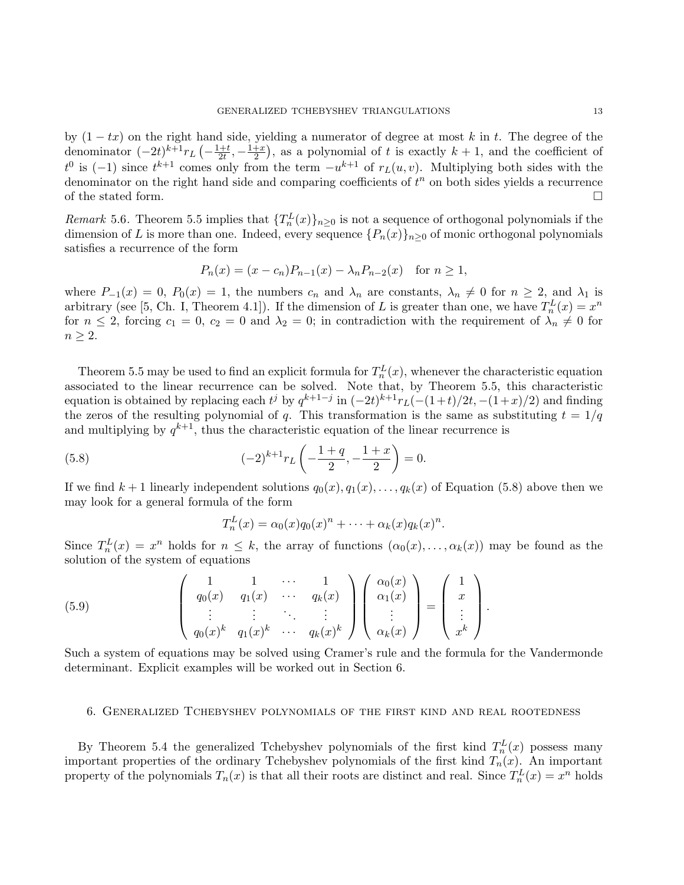by $(1-tx)$ on the right hand side, yielding a numerator of degree at most $k$ in $t$. The degree of the denominator $(-2t)^{k+1}r_L\left(-\frac{1+t}{2t}, -\frac{1+x}{2}\right)$, as a polynomial of $t$ is exactly $k+1$, and the coefficient of $t^0$ is $(-1)$ since $t^{k+1}$ comes only from the term $-u^{k+1}$ of $r_L(u,v)$. Multiplying both sides with the denominator on the right hand side and comparing coefficients of $t^n$ on both sides yields a recurrence of the stated form. □

*Remark* 5.6. Theorem 5.5 implies that $\{T_n^L(x)\}_{n\geq 0}$ is not a sequence of orthogonal polynomials if the dimension of $L$ is more than one. Indeed, every sequence $\{P_n(x)\}_{n\geq 0}$ of monic orthogonal polynomials satisfies a recurrence of the form

$$P_n(x) = (x - c_n)P_{n-1}(x) - \lambda_n P_{n-2}(x) \quad \text{for } n \geq 1,$$

where $P_{-1}(x) = 0$, $P_0(x) = 1$, the numbers $c_n$ and $\lambda_n$ are constants, $\lambda_n \neq 0$ for $n \geq 2$, and $\lambda_1$ is arbitrary (see [5, Ch. I, Theorem 4.1]). If the dimension of $L$ is greater than one, we have $T_n^L(x) = x^n$ for $n \leq 2$, forcing $c_1 = 0$, $c_2 = 0$ and $\lambda_2 = 0$; in contradiction with the requirement of $\lambda_n \neq 0$ for $n \geq 2$.

Theorem 5.5 may be used to find an explicit formula for $T_n^L(x)$, whenever the characteristic equation associated to the linear recurrence can be solved. Note that, by Theorem 5.5, this characteristic equation is obtained by replacing each $t^j$ by $q^{k+1-j}$ in $(-2t)^{k+1}r_L(-(1+t)/2t, -(1+x)/2)$ and finding the zeros of the resulting polynomial of $q$. This transformation is the same as substituting $t = 1/q$ and multiplying by $q^{k+1}$, thus the characteristic equation of the linear recurrence is

$$(-2)^{k+1}r_L\left(-\frac{1+q}{2}, -\frac{1+x}{2}\right) = 0. \tag{5.8}$$

If we find $k+1$ linearly independent solutions $q_0(x), q_1(x), \ldots, q_k(x)$ of Equation (5.8) above then we may look for a general formula of the form

$$T_n^L(x) = \alpha_0(x)q_0(x)^n + \cdots + \alpha_k(x)q_k(x)^n.$$

Since $T_n^L(x) = x^n$ holds for $n \leq k$, the array of functions $(\alpha_0(x), \ldots, \alpha_k(x))$ may be found as the solution of the system of equations

$$\begin{pmatrix} 1 & 1 & \cdots & 1 \\ q_0(x) & q_1(x) & \cdots & q_k(x) \\ \vdots & \vdots & \ddots & \vdots \\ q_0(x)^k & q_1(x)^k & \cdots & q_k(x)^k \end{pmatrix} \begin{pmatrix} \alpha_0(x) \\ \alpha_1(x) \\ \vdots \\ \alpha_k(x) \end{pmatrix} = \begin{pmatrix} 1 \\ x \\ \vdots \\ x^k \end{pmatrix}. \tag{5.9}$$

Such a system of equations may be solved using Cramer's rule and the formula for the Vandermonde determinant. Explicit examples will be worked out in Section 6.

## 6. Generalized Tchebyshev polynomials of the first kind and real rootedness

By Theorem 5.4 the generalized Tchebyshev polynomials of the first kind $T_n^L(x)$ possess many important properties of the ordinary Tchebyshev polynomials of the first kind $T_n(x)$. An important property of the polynomials $T_n(x)$ is that all their roots are distinct and real. Since $T_n^L(x) = x^n$ holds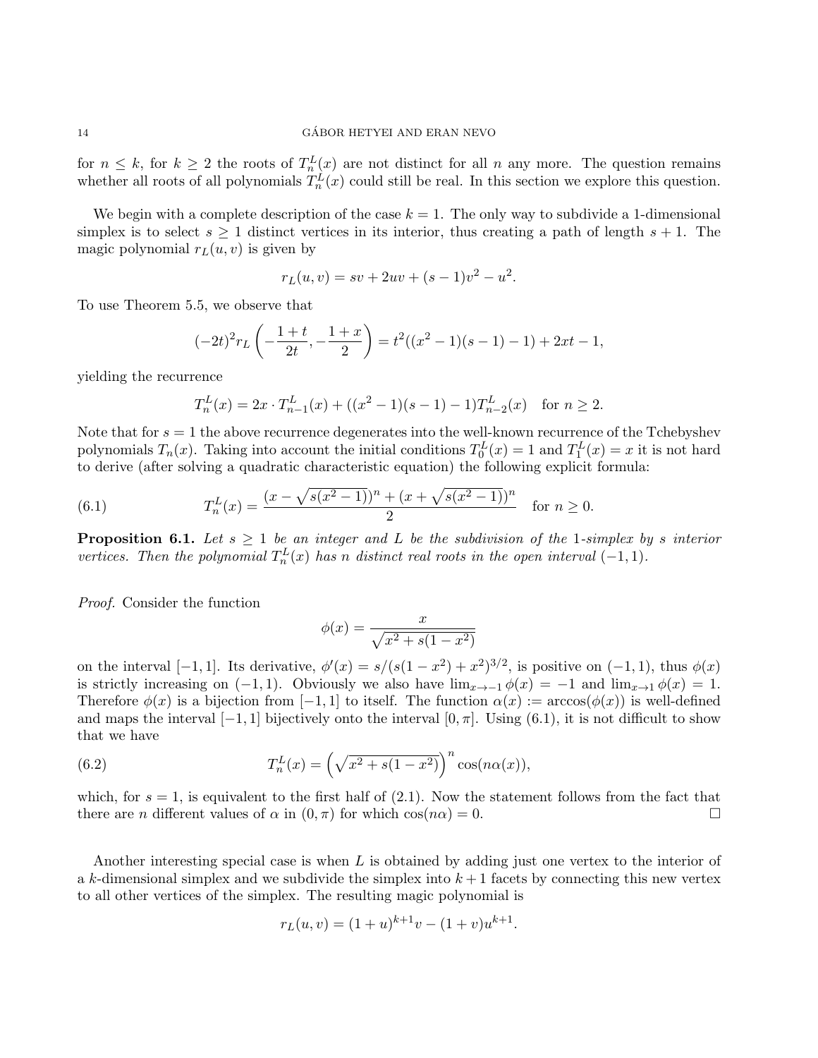for $n \leq k$, for $k \geq 2$ the roots of $T_n^L(x)$ are not distinct for all $n$ any more. The question remains whether all roots of all polynomials $T_n^L(x)$ could still be real. In this section we explore this question.

We begin with a complete description of the case $k = 1$. The only way to subdivide a 1-dimensional simplex is to select $s \geq 1$ distinct vertices in its interior, thus creating a path of length $s + 1$. The magic polynomial $r_L(u, v)$ is given by

$$r_L(u, v) = sv + 2uv + (s - 1)v^2 - u^2.$$

To use Theorem 5.5, we observe that

$$(-2t)^2 r_L\left(-\frac{1+t}{2t}, -\frac{1+x}{2}\right) = t^2((x^2 - 1)(s - 1) - 1) + 2xt - 1,$$

yielding the recurrence

$$T_n^L(x) = 2x \cdot T_{n-1}^L(x) + ((x^2 - 1)(s - 1) - 1)T_{n-2}^L(x) \quad \text{for } n \geq 2.$$

Note that for $s = 1$ the above recurrence degenerates into the well-known recurrence of the Tchebyshev polynomials $T_n(x)$. Taking into account the initial conditions $T_0^L(x) = 1$ and $T_1^L(x) = x$ it is not hard to derive (after solving a quadratic characteristic equation) the following explicit formula:

$$T_n^L(x) = \frac{(x - \sqrt{s(x^2 - 1)})^n + (x + \sqrt{s(x^2 - 1)})^n}{2} \quad \text{for } n \geq 0. \tag{6.1}$$

**Proposition 6.1.** *Let $s \geq 1$ be an integer and $L$ be the subdivision of the 1-simplex by $s$ interior vertices. Then the polynomial $T_n^L(x)$ has $n$ distinct real roots in the open interval $(-1, 1)$.*

*Proof.* Consider the function

$$\phi(x) = \frac{x}{\sqrt{x^2 + s(1 - x^2)}}$$

on the interval $[-1, 1]$. Its derivative, $\phi'(x) = s/(s(1 - x^2) + x^2)^{3/2}$, is positive on $(-1, 1)$, thus $\phi(x)$ is strictly increasing on $(-1, 1)$. Obviously we also have $\lim_{x \to -1} \phi(x) = -1$ and $\lim_{x \to 1} \phi(x) = 1$. Therefore $\phi(x)$ is a bijection from $[-1, 1]$ to itself. The function $\alpha(x) := \arccos(\phi(x))$ is well-defined and maps the interval $[-1, 1]$ bijectively onto the interval $[0, \pi]$. Using (6.1), it is not difficult to show that we have

$$T_n^L(x) = \left(\sqrt{x^2 + s(1 - x^2)}\right)^n \cos(n\alpha(x)), \tag{6.2}$$

which, for $s = 1$, is equivalent to the first half of (2.1). Now the statement follows from the fact that there are $n$ different values of $\alpha$ in $(0, \pi)$ for which $\cos(n\alpha) = 0$. □

Another interesting special case is when $L$ is obtained by adding just one vertex to the interior of a $k$-dimensional simplex and we subdivide the simplex into $k + 1$ facets by connecting this new vertex to all other vertices of the simplex. The resulting magic polynomial is

$$r_L(u, v) = (1 + u)^{k+1}v - (1 + v)u^{k+1}.$$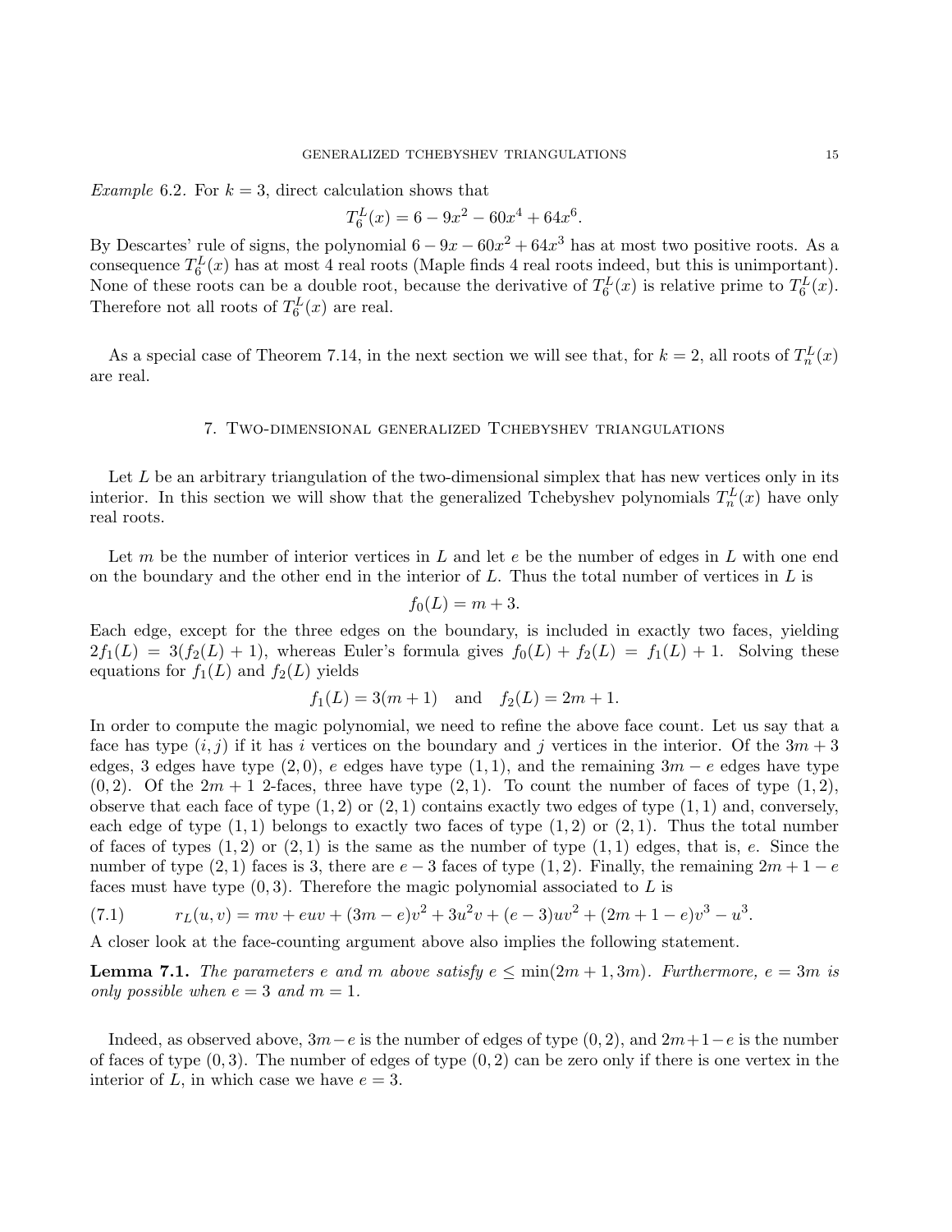*Example* 6.2. For $k = 3$, direct calculation shows that

$$T_6^L(x) = 6 - 9x^2 - 60x^4 + 64x^6.$$

By Descartes' rule of signs, the polynomial $6 - 9x - 60x^2 + 64x^3$ has at most two positive roots. As a consequence $T_6^L(x)$ has at most 4 real roots (Maple finds 4 real roots indeed, but this is unimportant). None of these roots can be a double root, because the derivative of $T_6^L(x)$ is relative prime to $T_6^L(x)$. Therefore not all roots of $T_6^L(x)$ are real.

As a special case of Theorem 7.14, in the next section we will see that, for $k = 2$, all roots of $T_n^L(x)$ are real.

## 7. Two-dimensional generalized Tchebyshev triangulations

Let $L$ be an arbitrary triangulation of the two-dimensional simplex that has new vertices only in its interior. In this section we will show that the generalized Tchebyshev polynomials $T_n^L(x)$ have only real roots.

Let $m$ be the number of interior vertices in $L$ and let $e$ be the number of edges in $L$ with one end on the boundary and the other end in the interior of $L$. Thus the total number of vertices in $L$ is

$$f_0(L) = m + 3.$$

Each edge, except for the three edges on the boundary, is included in exactly two faces, yielding $2f_1(L) = 3(f_2(L) + 1)$, whereas Euler's formula gives $f_0(L) + f_2(L) = f_1(L) + 1$. Solving these equations for $f_1(L)$ and $f_2(L)$ yields

$$f_1(L) = 3(m + 1) \quad \text{and} \quad f_2(L) = 2m + 1.$$

In order to compute the magic polynomial, we need to refine the above face count. Let us say that a face has type $(i, j)$ if it has $i$ vertices on the boundary and $j$ vertices in the interior. Of the $3m + 3$ edges, 3 edges have type $(2, 0)$, $e$ edges have type $(1, 1)$, and the remaining $3m - e$ edges have type $(0, 2)$. Of the $2m + 1$ 2-faces, three have type $(2, 1)$. To count the number of faces of type $(1, 2)$, observe that each face of type $(1, 2)$ or $(2, 1)$ contains exactly two edges of type $(1, 1)$ and, conversely, each edge of type $(1, 1)$ belongs to exactly two faces of type $(1, 2)$ or $(2, 1)$. Thus the total number of faces of types $(1, 2)$ or $(2, 1)$ is the same as the number of type $(1, 1)$ edges, that is, $e$. Since the number of type $(2, 1)$ faces is 3, there are $e - 3$ faces of type $(1, 2)$. Finally, the remaining $2m + 1 - e$ faces must have type $(0, 3)$. Therefore the magic polynomial associated to $L$ is

$$r_L(u, v) = mv + euv + (3m - e)v^2 + 3u^2v + (e - 3)uv^2 + (2m + 1 - e)v^3 - u^3. \tag{7.1}$$

A closer look at the face-counting argument above also implies the following statement.

**Lemma 7.1.** *The parameters $e$ and $m$ above satisfy $e \leq \min(2m + 1, 3m)$. Furthermore, $e = 3m$ is only possible when $e = 3$ and $m = 1$.*

Indeed, as observed above, $3m - e$ is the number of edges of type $(0, 2)$, and $2m + 1 - e$ is the number of faces of type $(0, 3)$. The number of edges of type $(0, 2)$ can be zero only if there is one vertex in the interior of $L$, in which case we have $e = 3$.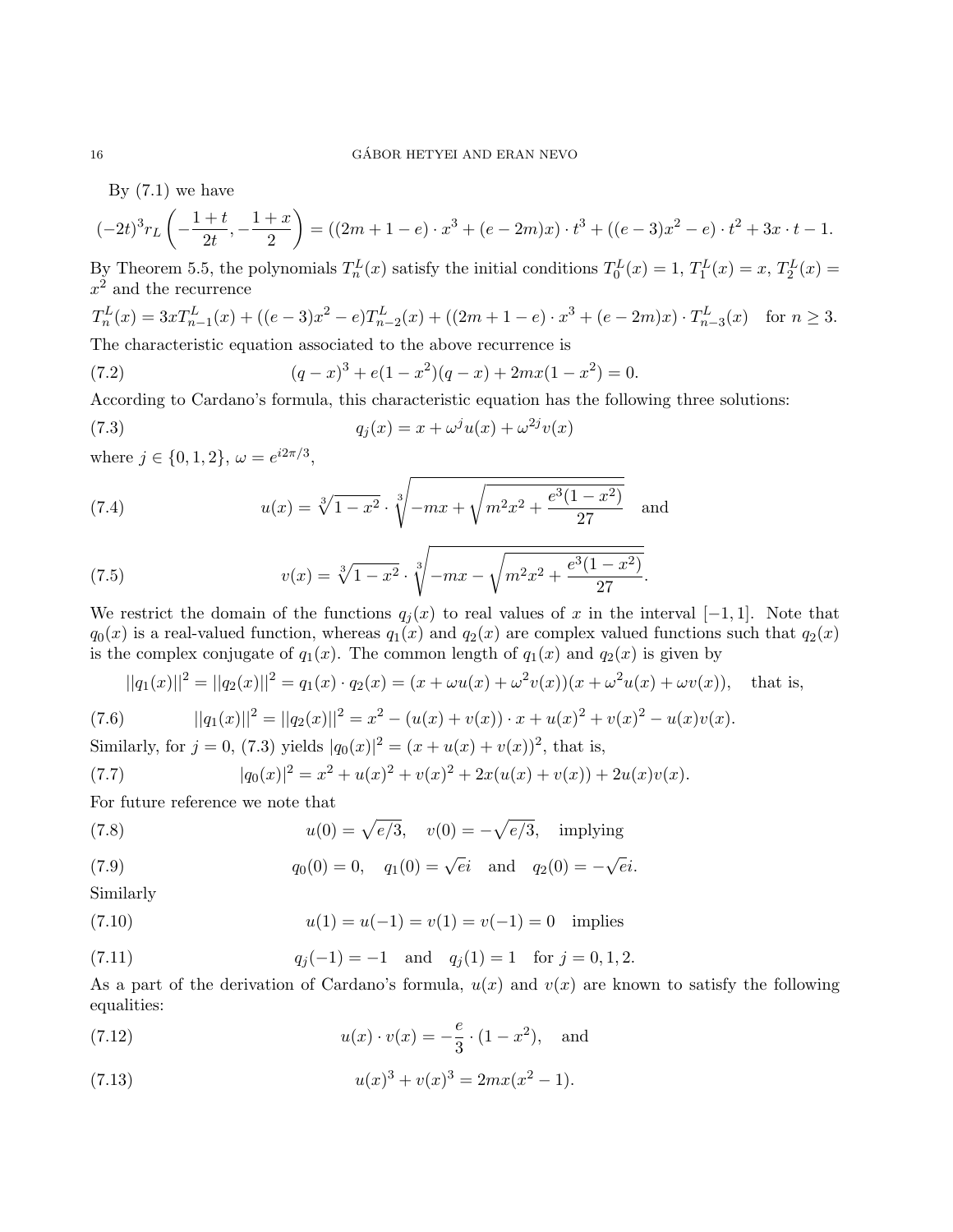By (7.1) we have

$$(-2t)^3 r_L\left(-\frac{1+t}{2t}, -\frac{1+x}{2}\right) = ((2m+1-e)\cdot x^3 + (e-2m)x)\cdot t^3 + ((e-3)x^2 - e)\cdot t^2 + 3x\cdot t - 1.$$

By Theorem 5.5, the polynomials $T_n^L(x)$ satisfy the initial conditions $T_0^L(x) = 1$, $T_1^L(x) = x$, $T_2^L(x) = x^2$ and the recurrence

$$T_n^L(x) = 3xT_{n-1}^L(x) + ((e-3)x^2 - e)T_{n-2}^L(x) + ((2m+1-e)\cdot x^3 + (e-2m)x)\cdot T_{n-3}^L(x) \quad \text{for } n \geq 3.$$

The characteristic equation associated to the above recurrence is

$$(q-x)^3 + e(1-x^2)(q-x) + 2mx(1-x^2) = 0. \tag{7.2}$$

According to Cardano's formula, this characteristic equation has the following three solutions:

$$q_j(x) = x + \omega^j u(x) + \omega^{2j} v(x) \tag{7.3}$$

where $j \in \{0,1,2\}$, $\omega = e^{i2\pi/3}$,

$$u(x) = \sqrt[3]{1-x^2}\cdot\sqrt[3]{-mx + \sqrt{m^2x^2 + \frac{e^3(1-x^2)}{27}}} \quad \text{and} \tag{7.4}$$

$$v(x) = \sqrt[3]{1-x^2}\cdot\sqrt[3]{-mx - \sqrt{m^2x^2 + \frac{e^3(1-x^2)}{27}}}. \tag{7.5}$$

We restrict the domain of the functions $q_j(x)$ to real values of $x$ in the interval $[-1,1]$. Note that $q_0(x)$ is a real-valued function, whereas $q_1(x)$ and $q_2(x)$ are complex valued functions such that $q_2(x)$ is the complex conjugate of $q_1(x)$. The common length of $q_1(x)$ and $q_2(x)$ is given by

$$||q_1(x)||^2 = ||q_2(x)||^2 = q_1(x)\cdot q_2(x) = (x + \omega u(x) + \omega^2 v(x))(x + \omega^2 u(x) + \omega v(x)), \quad \text{that is,}$$

$$||q_1(x)||^2 = ||q_2(x)||^2 = x^2 - (u(x)+v(x))\cdot x + u(x)^2 + v(x)^2 - u(x)v(x). \tag{7.6}$$

Similarly, for $j = 0$, (7.3) yields $|q_0(x)|^2 = (x + u(x) + v(x))^2$, that is,

$$|q_0(x)|^2 = x^2 + u(x)^2 + v(x)^2 + 2x(u(x)+v(x)) + 2u(x)v(x). \tag{7.7}$$

For future reference we note that

$$u(0) = \sqrt{e/3}, \quad v(0) = -\sqrt{e/3}, \quad \text{implying} \tag{7.8}$$

$$q_0(0) = 0, \quad q_1(0) = \sqrt{e}i \quad \text{and} \quad q_2(0) = -\sqrt{e}i. \tag{7.9}$$

Similarly

$$u(1) = u(-1) = v(1) = v(-1) = 0 \quad \text{implies} \tag{7.10}$$

$$q_j(-1) = -1 \quad \text{and} \quad q_j(1) = 1 \quad \text{for } j = 0,1,2. \tag{7.11}$$

As a part of the derivation of Cardano's formula, $u(x)$ and $v(x)$ are known to satisfy the following equalities:

$$u(x)\cdot v(x) = -\frac{e}{3}\cdot(1-x^2), \quad \text{and} \tag{7.12}$$

$$u(x)^3 + v(x)^3 = 2mx(x^2-1). \tag{7.13}$$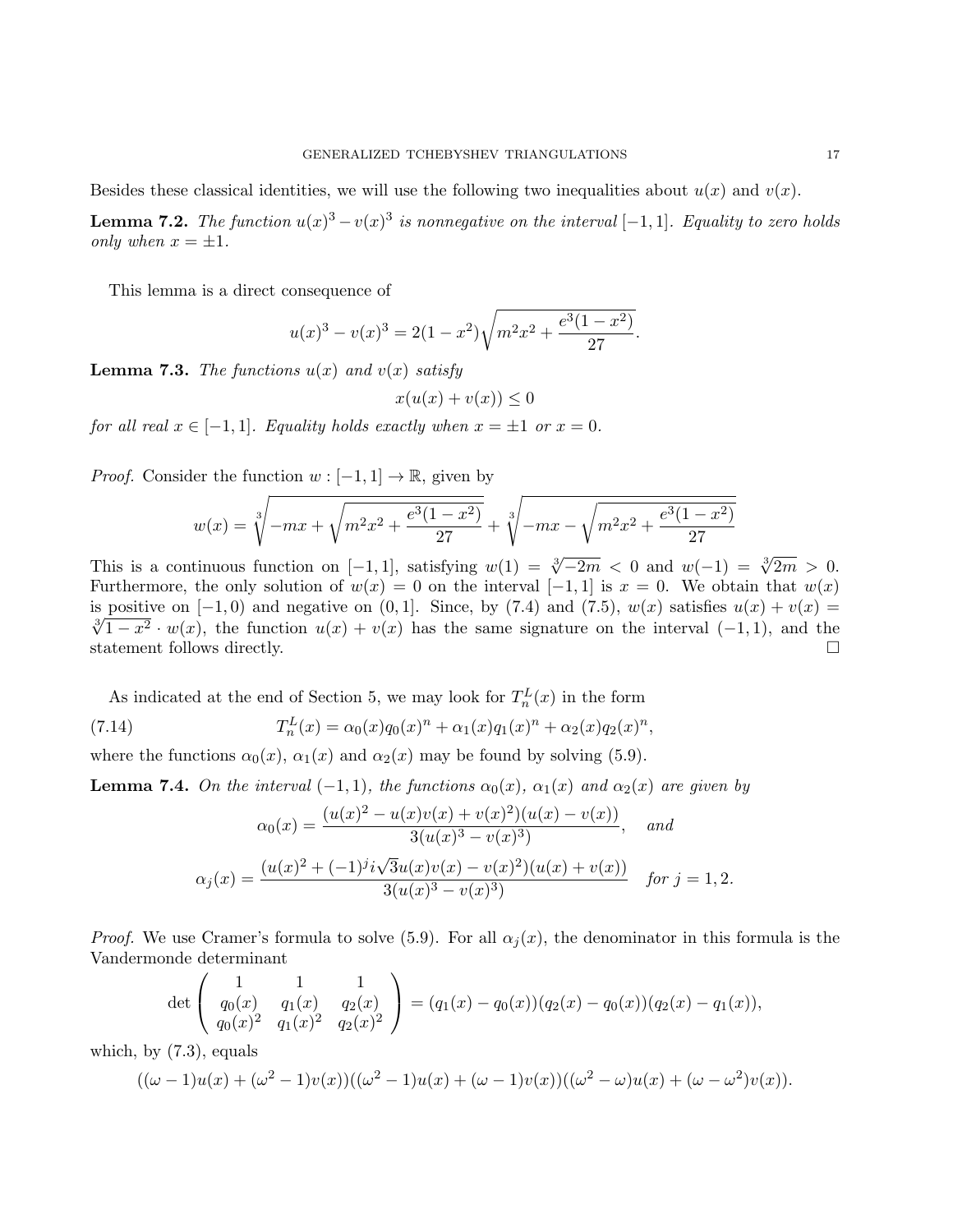Besides these classical identities, we will use the following two inequalities about $u(x)$ and $v(x)$.

**Lemma 7.2.** *The function $u(x)^3 - v(x)^3$ is nonnegative on the interval $[-1,1]$. Equality to zero holds only when $x = \pm 1$.*

This lemma is a direct consequence of

$$u(x)^3 - v(x)^3 = 2(1-x^2)\sqrt{m^2x^2 + \frac{e^3(1-x^2)}{27}}.$$

**Lemma 7.3.** *The functions $u(x)$ and $v(x)$ satisfy*

$$x(u(x) + v(x)) \leq 0$$

*for all real $x \in [-1,1]$. Equality holds exactly when $x = \pm 1$ or $x = 0$.*

*Proof.* Consider the function $w : [-1,1] \to \mathbb{R}$, given by

$$w(x) = \sqrt[3]{-mx + \sqrt{m^2x^2 + \frac{e^3(1-x^2)}{27}}} + \sqrt[3]{-mx - \sqrt{m^2x^2 + \frac{e^3(1-x^2)}{27}}}$$

This is a continuous function on $[-1,1]$, satisfying $w(1) = \sqrt[3]{-2m} < 0$ and $w(-1) = \sqrt[3]{2m} > 0$. Furthermore, the only solution of $w(x) = 0$ on the interval $[-1,1]$ is $x = 0$. We obtain that $w(x)$ is positive on $[-1,0)$ and negative on $(0,1]$. Since, by (7.4) and (7.5), $w(x)$ satisfies $u(x) + v(x) = \sqrt[3]{1-x^2} \cdot w(x)$, the function $u(x) + v(x)$ has the same signature on the interval $(-1,1)$, and the statement follows directly. $\square$

As indicated at the end of Section 5, we may look for $T_n^L(x)$ in the form

$$T_n^L(x) = \alpha_0(x)q_0(x)^n + \alpha_1(x)q_1(x)^n + \alpha_2(x)q_2(x)^n, \tag{7.14}$$

where the functions $\alpha_0(x)$, $\alpha_1(x)$ and $\alpha_2(x)$ may be found by solving (5.9).

**Lemma 7.4.** *On the interval $(-1,1)$, the functions $\alpha_0(x)$, $\alpha_1(x)$ and $\alpha_2(x)$ are given by*

$$\alpha_0(x) = \frac{(u(x)^2 - u(x)v(x) + v(x)^2)(u(x) - v(x))}{3(u(x)^3 - v(x)^3)}, \quad \textit{and}$$

$$\alpha_j(x) = \frac{(u(x)^2 + (-1)^j i\sqrt{3}u(x)v(x) - v(x)^2)(u(x) + v(x))}{3(u(x)^3 - v(x)^3)} \quad \textit{for } j = 1, 2.$$

*Proof.* We use Cramer's formula to solve (5.9). For all $\alpha_j(x)$, the denominator in this formula is the Vandermonde determinant

$$\det \begin{pmatrix} 1 & 1 & 1 \\ q_0(x) & q_1(x) & q_2(x) \\ q_0(x)^2 & q_1(x)^2 & q_2(x)^2 \end{pmatrix} = (q_1(x) - q_0(x))(q_2(x) - q_0(x))(q_2(x) - q_1(x)),$$

which, by (7.3), equals

$$((\omega - 1)u(x) + (\omega^2 - 1)v(x))((\omega^2 - 1)u(x) + (\omega - 1)v(x))((\omega^2 - \omega)u(x) + (\omega - \omega^2)v(x)).$$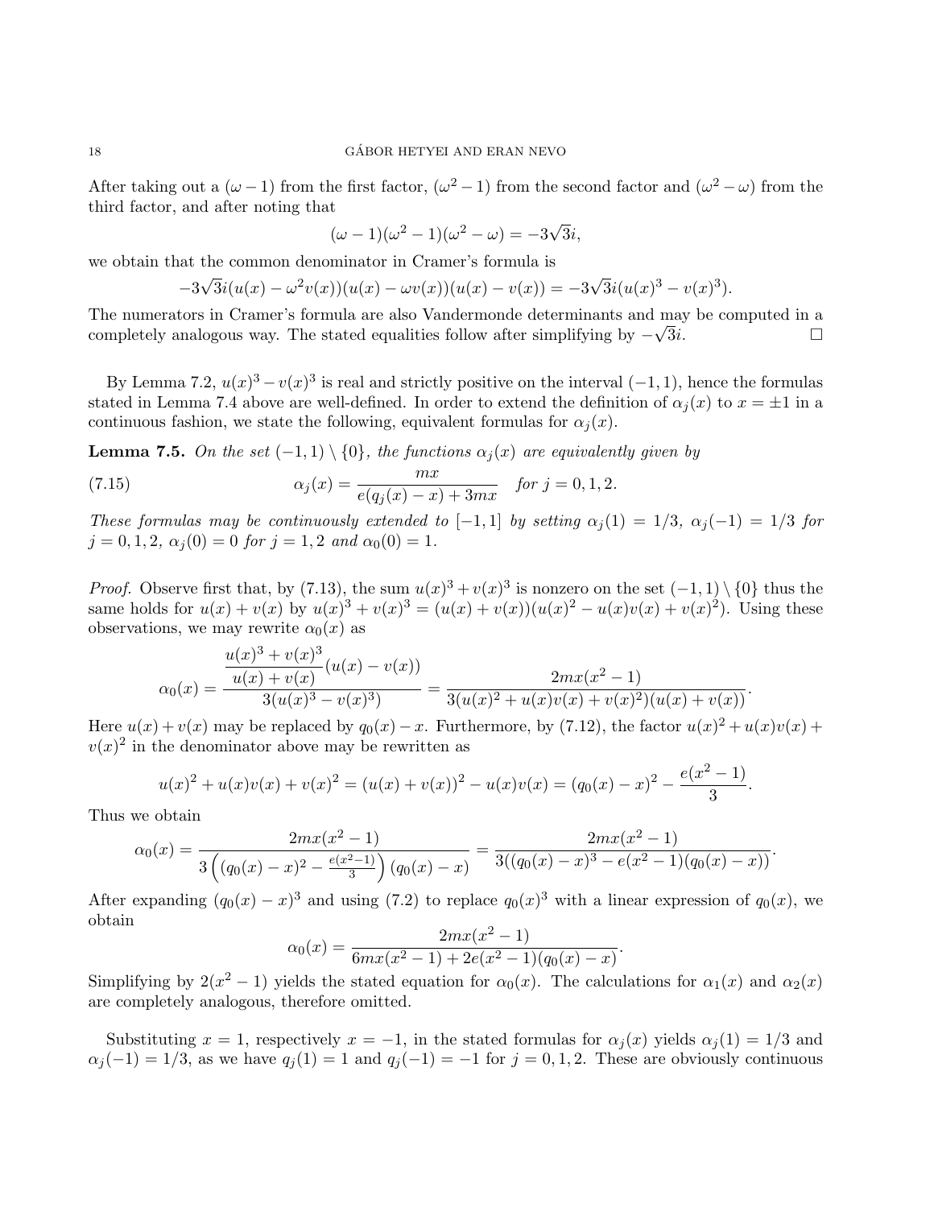After taking out a $(\omega - 1)$ from the first factor, $(\omega^2 - 1)$ from the second factor and $(\omega^2 - \omega)$ from the third factor, and after noting that

$$(\omega - 1)(\omega^2 - 1)(\omega^2 - \omega) = -3\sqrt{3}i,$$

we obtain that the common denominator in Cramer's formula is

$$-3\sqrt{3}i(u(x) - \omega^2 v(x))(u(x) - \omega v(x))(u(x) - v(x)) = -3\sqrt{3}i(u(x)^3 - v(x)^3).$$

The numerators in Cramer's formula are also Vandermonde determinants and may be computed in a completely analogous way. The stated equalities follow after simplifying by $-\sqrt{3}i$. □

By Lemma 7.2, $u(x)^3 - v(x)^3$ is real and strictly positive on the interval $(-1, 1)$, hence the formulas stated in Lemma 7.4 above are well-defined. In order to extend the definition of $\alpha_j(x)$ to $x = \pm 1$ in a continuous fashion, we state the following, equivalent formulas for $\alpha_j(x)$.

**Lemma 7.5.** *On the set $(-1, 1) \setminus \{0\}$, the functions $\alpha_j(x)$ are equivalently given by*

$$\alpha_j(x) = \frac{mx}{e(q_j(x) - x) + 3mx} \quad \text{for } j = 0, 1, 2. \tag{7.15}$$

*These formulas may be continuously extended to $[-1, 1]$ by setting $\alpha_j(1) = 1/3$, $\alpha_j(-1) = 1/3$ for $j = 0, 1, 2$, $\alpha_j(0) = 0$ for $j = 1, 2$ and $\alpha_0(0) = 1$.*

*Proof.* Observe first that, by (7.13), the sum $u(x)^3 + v(x)^3$ is nonzero on the set $(-1, 1) \setminus \{0\}$ thus the same holds for $u(x) + v(x)$ by $u(x)^3 + v(x)^3 = (u(x) + v(x))(u(x)^2 - u(x)v(x) + v(x)^2)$. Using these observations, we may rewrite $\alpha_0(x)$ as

$$\alpha_0(x) = \frac{\dfrac{u(x)^3 + v(x)^3}{u(x) + v(x)}(u(x) - v(x))}{3(u(x)^3 - v(x)^3)} = \frac{2mx(x^2 - 1)}{3(u(x)^2 + u(x)v(x) + v(x)^2)(u(x) + v(x))}.$$

Here $u(x) + v(x)$ may be replaced by $q_0(x) - x$. Furthermore, by (7.12), the factor $u(x)^2 + u(x)v(x) + v(x)^2$ in the denominator above may be rewritten as

$$u(x)^2 + u(x)v(x) + v(x)^2 = (u(x) + v(x))^2 - u(x)v(x) = (q_0(x) - x)^2 - \frac{e(x^2 - 1)}{3}.$$

Thus we obtain

$$\alpha_0(x) = \frac{2mx(x^2 - 1)}{3\left((q_0(x) - x)^2 - \frac{e(x^2-1)}{3}\right)(q_0(x) - x)} = \frac{2mx(x^2 - 1)}{3((q_0(x) - x)^3 - e(x^2 - 1)(q_0(x) - x))}.$$

After expanding $(q_0(x) - x)^3$ and using (7.2) to replace $q_0(x)^3$ with a linear expression of $q_0(x)$, we obtain

$$\alpha_0(x) = \frac{2mx(x^2 - 1)}{6mx(x^2 - 1) + 2e(x^2 - 1)(q_0(x) - x)}.$$

Simplifying by $2(x^2 - 1)$ yields the stated equation for $\alpha_0(x)$. The calculations for $\alpha_1(x)$ and $\alpha_2(x)$ are completely analogous, therefore omitted.

Substituting $x = 1$, respectively $x = -1$, in the stated formulas for $\alpha_j(x)$ yields $\alpha_j(1) = 1/3$ and $\alpha_j(-1) = 1/3$, as we have $q_j(1) = 1$ and $q_j(-1) = -1$ for $j = 0, 1, 2$. These are obviously continuous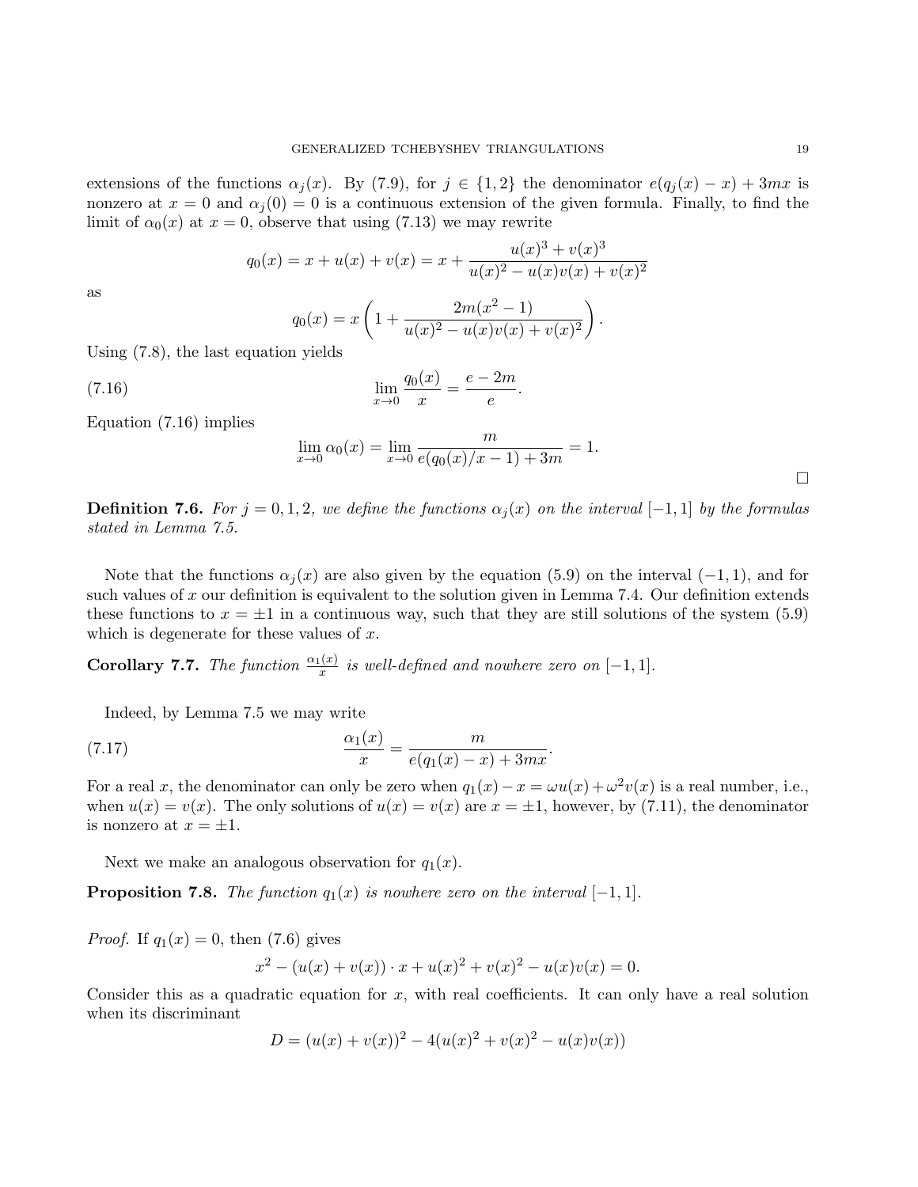extensions of the functions $\alpha_j(x)$. By (7.9), for $j \in \{1,2\}$ the denominator $e(q_j(x) - x) + 3mx$ is nonzero at $x = 0$ and $\alpha_j(0) = 0$ is a continuous extension of the given formula. Finally, to find the limit of $\alpha_0(x)$ at $x = 0$, observe that using (7.13) we may rewrite

$$q_0(x) = x + u(x) + v(x) = x + \frac{u(x)^3 + v(x)^3}{u(x)^2 - u(x)v(x) + v(x)^2}$$

as

$$q_0(x) = x\left(1 + \frac{2m(x^2-1)}{u(x)^2 - u(x)v(x) + v(x)^2}\right).$$

Using (7.8), the last equation yields

$$\lim_{x\to 0} \frac{q_0(x)}{x} = \frac{e - 2m}{e}. \tag{7.16}$$

Equation (7.16) implies

$$\lim_{x\to 0} \alpha_0(x) = \lim_{x\to 0} \frac{m}{e(q_0(x)/x - 1) + 3m} = 1.$$

□

**Definition 7.6.** *For $j = 0, 1, 2$, we define the functions $\alpha_j(x)$ on the interval $[-1,1]$ by the formulas stated in Lemma 7.5.*

Note that the functions $\alpha_j(x)$ are also given by the equation (5.9) on the interval $(-1,1)$, and for such values of $x$ our definition is equivalent to the solution given in Lemma 7.4. Our definition extends these functions to $x = \pm 1$ in a continuous way, such that they are still solutions of the system (5.9) which is degenerate for these values of $x$.

**Corollary 7.7.** *The function $\frac{\alpha_1(x)}{x}$ is well-defined and nowhere zero on $[-1,1]$.*

Indeed, by Lemma 7.5 we may write

$$\frac{\alpha_1(x)}{x} = \frac{m}{e(q_1(x) - x) + 3mx}. \tag{7.17}$$

For a real $x$, the denominator can only be zero when $q_1(x) - x = \omega u(x) + \omega^2 v(x)$ is a real number, i.e., when $u(x) = v(x)$. The only solutions of $u(x) = v(x)$ are $x = \pm 1$, however, by (7.11), the denominator is nonzero at $x = \pm 1$.

Next we make an analogous observation for $q_1(x)$.

**Proposition 7.8.** *The function $q_1(x)$ is nowhere zero on the interval $[-1,1]$.*

*Proof.* If $q_1(x) = 0$, then (7.6) gives

$$x^2 - (u(x) + v(x)) \cdot x + u(x)^2 + v(x)^2 - u(x)v(x) = 0.$$

Consider this as a quadratic equation for $x$, with real coefficients. It can only have a real solution when its discriminant

$$D = (u(x) + v(x))^2 - 4(u(x)^2 + v(x)^2 - u(x)v(x))$$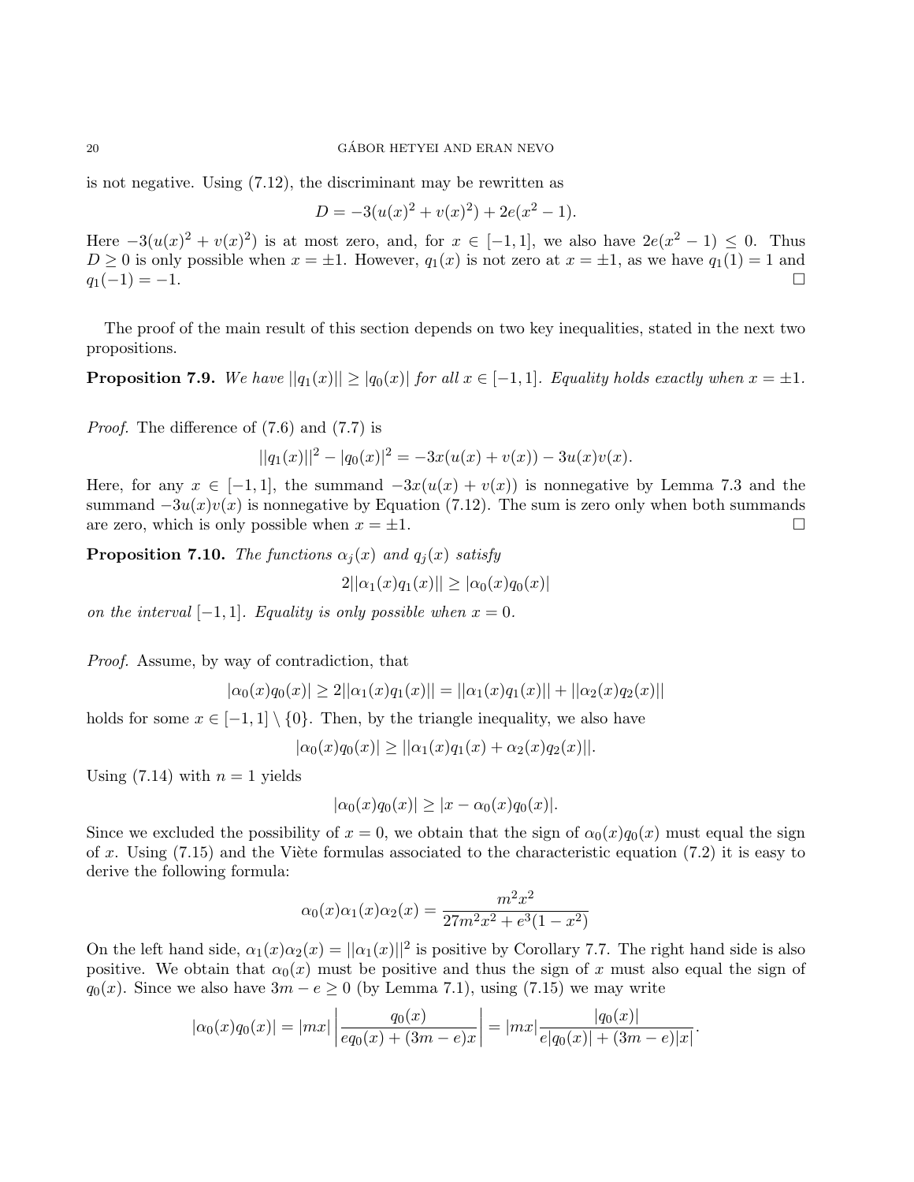is not negative. Using (7.12), the discriminant may be rewritten as

$$D = -3(u(x)^2 + v(x)^2) + 2e(x^2 - 1).$$

Here $-3(u(x)^2 + v(x)^2)$ is at most zero, and, for $x \in [-1, 1]$, we also have $2e(x^2 - 1) \leq 0$. Thus $D \geq 0$ is only possible when $x = \pm 1$. However, $q_1(x)$ is not zero at $x = \pm 1$, as we have $q_1(1) = 1$ and $q_1(-1) = -1$. □

The proof of the main result of this section depends on two key inequalities, stated in the next two propositions.

**Proposition 7.9.** *We have $||q_1(x)|| \geq |q_0(x)|$ for all $x \in [-1, 1]$. Equality holds exactly when $x = \pm 1$.*

*Proof.* The difference of (7.6) and (7.7) is

$$||q_1(x)||^2 - |q_0(x)|^2 = -3x(u(x) + v(x)) - 3u(x)v(x).$$

Here, for any $x \in [-1, 1]$, the summand $-3x(u(x) + v(x))$ is nonnegative by Lemma 7.3 and the summand $-3u(x)v(x)$ is nonnegative by Equation (7.12). The sum is zero only when both summands are zero, which is only possible when $x = \pm 1$. □

**Proposition 7.10.** *The functions $\alpha_j(x)$ and $q_j(x)$ satisfy*

$$2||\alpha_1(x)q_1(x)|| \geq |\alpha_0(x)q_0(x)|$$

*on the interval $[-1, 1]$. Equality is only possible when $x = 0$.*

*Proof.* Assume, by way of contradiction, that

$$|\alpha_0(x)q_0(x)| \geq 2||\alpha_1(x)q_1(x)|| = ||\alpha_1(x)q_1(x)|| + ||\alpha_2(x)q_2(x)||$$

holds for some $x \in [-1, 1] \setminus \{0\}$. Then, by the triangle inequality, we also have

$$|\alpha_0(x)q_0(x)| \geq ||\alpha_1(x)q_1(x) + \alpha_2(x)q_2(x)||.$$

Using (7.14) with $n = 1$ yields

$$|\alpha_0(x)q_0(x)| \geq |x - \alpha_0(x)q_0(x)|.$$

Since we excluded the possibility of $x = 0$, we obtain that the sign of $\alpha_0(x)q_0(x)$ must equal the sign of $x$. Using (7.15) and the Viète formulas associated to the characteristic equation (7.2) it is easy to derive the following formula:

$$\alpha_0(x)\alpha_1(x)\alpha_2(x) = \frac{m^2x^2}{27m^2x^2 + e^3(1 - x^2)}$$

On the left hand side, $\alpha_1(x)\alpha_2(x) = ||\alpha_1(x)||^2$ is positive by Corollary 7.7. The right hand side is also positive. We obtain that $\alpha_0(x)$ must be positive and thus the sign of $x$ must also equal the sign of $q_0(x)$. Since we also have $3m - e \geq 0$ (by Lemma 7.1), using (7.15) we may write

$$|\alpha_0(x)q_0(x)| = |mx| \left| \frac{q_0(x)}{eq_0(x) + (3m - e)x} \right| = |mx| \frac{|q_0(x)|}{e|q_0(x)| + (3m - e)|x|}.$$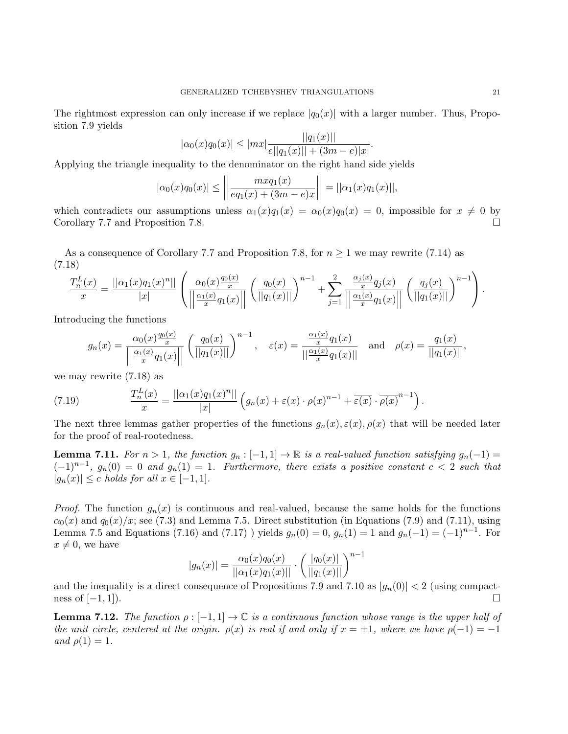The rightmost expression can only increase if we replace $|q_0(x)|$ with a larger number. Thus, Proposition 7.9 yields

$$|\alpha_0(x)q_0(x)| \le |mx| \frac{||q_1(x)||}{e||q_1(x)|| + (3m-e)|x|}.$$

Applying the triangle inequality to the denominator on the right hand side yields

$$|\alpha_0(x)q_0(x)| \le \left|\left| \frac{mxq_1(x)}{eq_1(x) + (3m-e)x} \right|\right| = ||\alpha_1(x)q_1(x)||,$$

which contradicts our assumptions unless $\alpha_1(x)q_1(x) = \alpha_0(x)q_0(x) = 0$, impossible for $x \neq 0$ by Corollary 7.7 and Proposition 7.8. $\square$

As a consequence of Corollary 7.7 and Proposition 7.8, for $n \ge 1$ we may rewrite (7.14) as

(7.18)

$$\frac{T_n^L(x)}{x} = \frac{||\alpha_1(x)q_1(x)^n||}{|x|} \left( \frac{\alpha_0(x)\frac{q_0(x)}{x}}{\left|\left|\frac{\alpha_1(x)}{x}q_1(x)\right|\right|} \left(\frac{q_0(x)}{||q_1(x)||}\right)^{n-1} + \sum_{j=1}^{2} \frac{\frac{\alpha_j(x)}{x}q_j(x)}{\left|\left|\frac{\alpha_1(x)}{x}q_1(x)\right|\right|} \left(\frac{q_j(x)}{||q_1(x)||}\right)^{n-1} \right).$$

Introducing the functions

$$g_n(x) = \frac{\alpha_0(x)\frac{q_0(x)}{x}}{\left|\left|\frac{\alpha_1(x)}{x}q_1(x)\right|\right|} \left(\frac{q_0(x)}{||q_1(x)||}\right)^{n-1}, \quad \varepsilon(x) = \frac{\frac{\alpha_1(x)}{x}q_1(x)}{||\frac{\alpha_1(x)}{x}q_1(x)||} \quad \text{and} \quad \rho(x) = \frac{q_1(x)}{||q_1(x)||},$$

we may rewrite (7.18) as

$$\frac{T_n^L(x)}{x} = \frac{||\alpha_1(x)q_1(x)^n||}{|x|} \left( g_n(x) + \varepsilon(x) \cdot \rho(x)^{n-1} + \overline{\varepsilon(x)} \cdot \overline{\rho(x)}^{n-1} \right). \tag{7.19}$$

The next three lemmas gather properties of the functions $g_n(x), \varepsilon(x), \rho(x)$ that will be needed later for the proof of real-rootedness.

**Lemma 7.11.** *For $n > 1$, the function $g_n : [-1,1] \to \mathbb{R}$ is a real-valued function satisfying $g_n(-1) = (-1)^{n-1}$, $g_n(0) = 0$ and $g_n(1) = 1$. Furthermore, there exists a positive constant $c < 2$ such that $|g_n(x)| \le c$ holds for all $x \in [-1,1]$.*

*Proof.* The function $g_n(x)$ is continuous and real-valued, because the same holds for the functions $\alpha_0(x)$ and $q_0(x)/x$; see (7.3) and Lemma 7.5. Direct substitution (in Equations (7.9) and (7.11), using Lemma 7.5 and Equations (7.16) and (7.17) ) yields $g_n(0) = 0$, $g_n(1) = 1$ and $g_n(-1) = (-1)^{n-1}$. For $x \neq 0$, we have

$$|g_n(x)| = \frac{\alpha_0(x)q_0(x)}{||\alpha_1(x)q_1(x)||} \cdot \left(\frac{|q_0(x)|}{||q_1(x)||}\right)^{n-1}$$

and the inequality is a direct consequence of Propositions 7.9 and 7.10 as $|g_n(0)| < 2$ (using compactness of $[-1,1]$). $\square$

**Lemma 7.12.** *The function $\rho : [-1,1] \to \mathbb{C}$ is a continuous function whose range is the upper half of the unit circle, centered at the origin. $\rho(x)$ is real if and only if $x = \pm 1$, where we have $\rho(-1) = -1$ and $\rho(1) = 1$.*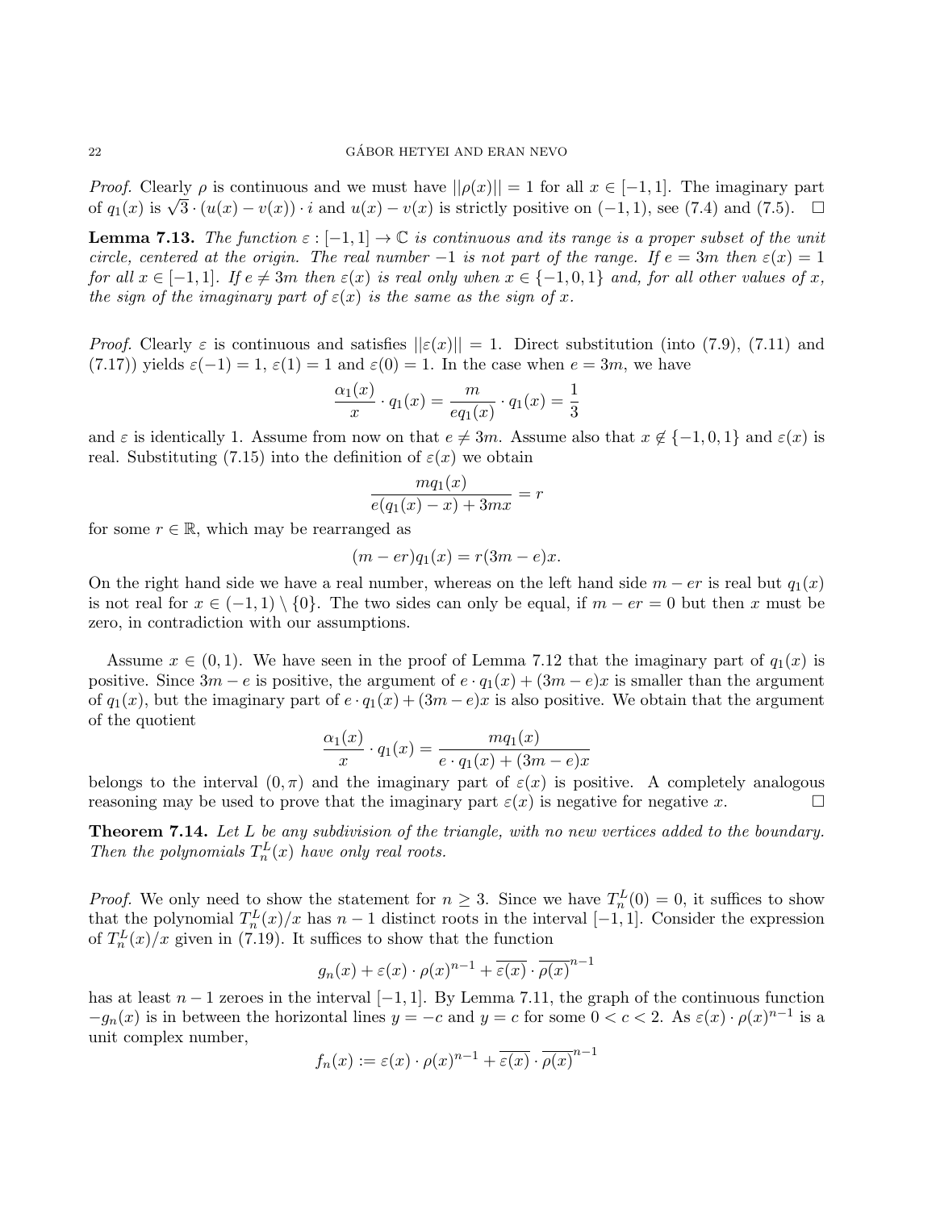*Proof.* Clearly $\rho$ is continuous and we must have $||\rho(x)|| = 1$ for all $x \in [-1,1]$. The imaginary part of $q_1(x)$ is $\sqrt{3} \cdot (u(x) - v(x)) \cdot i$ and $u(x) - v(x)$ is strictly positive on $(-1,1)$, see (7.4) and (7.5). $\square$

**Lemma 7.13.** *The function $\varepsilon : [-1,1] \to \mathbb{C}$ is continuous and its range is a proper subset of the unit circle, centered at the origin. The real number $-1$ is not part of the range. If $e = 3m$ then $\varepsilon(x) = 1$ for all $x \in [-1,1]$. If $e \neq 3m$ then $\varepsilon(x)$ is real only when $x \in \{-1, 0, 1\}$ and, for all other values of $x$, the sign of the imaginary part of $\varepsilon(x)$ is the same as the sign of $x$.*

*Proof.* Clearly $\varepsilon$ is continuous and satisfies $||\varepsilon(x)|| = 1$. Direct substitution (into (7.9), (7.11) and (7.17)) yields $\varepsilon(-1) = 1$, $\varepsilon(1) = 1$ and $\varepsilon(0) = 1$. In the case when $e = 3m$, we have

$$\frac{\alpha_1(x)}{x} \cdot q_1(x) = \frac{m}{eq_1(x)} \cdot q_1(x) = \frac{1}{3}$$

and $\varepsilon$ is identically 1. Assume from now on that $e \neq 3m$. Assume also that $x \notin \{-1, 0, 1\}$ and $\varepsilon(x)$ is real. Substituting (7.15) into the definition of $\varepsilon(x)$ we obtain

$$\frac{mq_1(x)}{e(q_1(x) - x) + 3mx} = r$$

for some $r \in \mathbb{R}$, which may be rearranged as

$$(m - er)q_1(x) = r(3m - e)x.$$

On the right hand side we have a real number, whereas on the left hand side $m - er$ is real but $q_1(x)$ is not real for $x \in (-1,1) \setminus \{0\}$. The two sides can only be equal, if $m - er = 0$ but then $x$ must be zero, in contradiction with our assumptions.

Assume $x \in (0,1)$. We have seen in the proof of Lemma 7.12 that the imaginary part of $q_1(x)$ is positive. Since $3m - e$ is positive, the argument of $e \cdot q_1(x) + (3m - e)x$ is smaller than the argument of $q_1(x)$, but the imaginary part of $e \cdot q_1(x) + (3m - e)x$ is also positive. We obtain that the argument of the quotient

$$\frac{\alpha_1(x)}{x} \cdot q_1(x) = \frac{mq_1(x)}{e \cdot q_1(x) + (3m - e)x}$$

belongs to the interval $(0, \pi)$ and the imaginary part of $\varepsilon(x)$ is positive. A completely analogous reasoning may be used to prove that the imaginary part $\varepsilon(x)$ is negative for negative $x$. $\square$

**Theorem 7.14.** *Let $L$ be any subdivision of the triangle, with no new vertices added to the boundary. Then the polynomials $T_n^L(x)$ have only real roots.*

*Proof.* We only need to show the statement for $n \geq 3$. Since we have $T_n^L(0) = 0$, it suffices to show that the polynomial $T_n^L(x)/x$ has $n - 1$ distinct roots in the interval $[-1,1]$. Consider the expression of $T_n^L(x)/x$ given in (7.19). It suffices to show that the function

$$g_n(x) + \varepsilon(x) \cdot \rho(x)^{n-1} + \overline{\varepsilon(x)} \cdot \overline{\rho(x)}^{n-1}$$

has at least $n - 1$ zeroes in the interval $[-1,1]$. By Lemma 7.11, the graph of the continuous function $-g_n(x)$ is in between the horizontal lines $y = -c$ and $y = c$ for some $0 < c < 2$. As $\varepsilon(x) \cdot \rho(x)^{n-1}$ is a unit complex number,

$$f_n(x) := \varepsilon(x) \cdot \rho(x)^{n-1} + \overline{\varepsilon(x)} \cdot \overline{\rho(x)}^{n-1}$$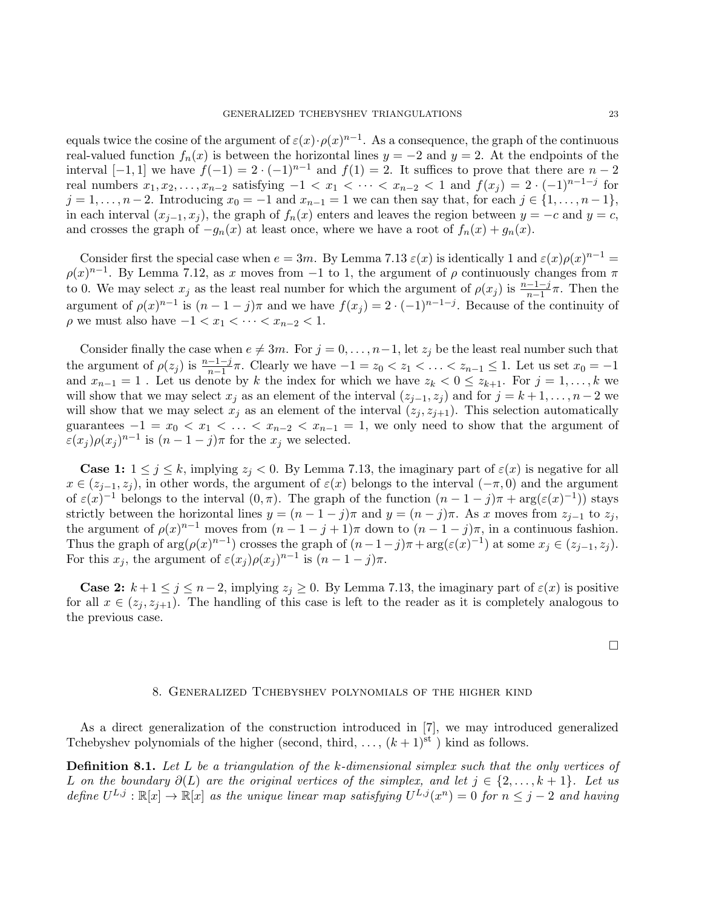equals twice the cosine of the argument of $\varepsilon(x)\cdot\rho(x)^{n-1}$. As a consequence, the graph of the continuous real-valued function $f_n(x)$ is between the horizontal lines $y=-2$ and $y=2$. At the endpoints of the interval $[-1,1]$ we have $f(-1)=2\cdot(-1)^{n-1}$ and $f(1)=2$. It suffices to prove that there are $n-2$ real numbers $x_1,x_2,\ldots,x_{n-2}$ satisfying $-1<x_1<\cdots<x_{n-2}<1$ and $f(x_j)=2\cdot(-1)^{n-1-j}$ for $j=1,\ldots,n-2$. Introducing $x_0=-1$ and $x_{n-1}=1$ we can then say that, for each $j\in\{1,\ldots,n-1\}$, in each interval $(x_{j-1},x_j)$, the graph of $f_n(x)$ enters and leaves the region between $y=-c$ and $y=c$, and crosses the graph of $-g_n(x)$ at least once, where we have a root of $f_n(x)+g_n(x)$.

Consider first the special case when $e=3m$. By Lemma 7.13 $\varepsilon(x)$ is identically 1 and $\varepsilon(x)\rho(x)^{n-1}=\rho(x)^{n-1}$. By Lemma 7.12, as $x$ moves from $-1$ to 1, the argument of $\rho$ continuously changes from $\pi$ to 0. We may select $x_j$ as the least real number for which the argument of $\rho(x_j)$ is $\frac{n-1-j}{n-1}\pi$. Then the argument of $\rho(x)^{n-1}$ is $(n-1-j)\pi$ and we have $f(x_j)=2\cdot(-1)^{n-1-j}$. Because of the continuity of $\rho$ we must also have $-1<x_1<\cdots<x_{n-2}<1$.

Consider finally the case when $e\neq 3m$. For $j=0,\ldots,n-1$, let $z_j$ be the least real number such that the argument of $\rho(z_j)$ is $\frac{n-1-j}{n-1}\pi$. Clearly we have $-1=z_0<z_1<\ldots<z_{n-1}\leq 1$. Let us set $x_0=-1$ and $x_{n-1}=1$ . Let us denote by $k$ the index for which we have $z_k<0\leq z_{k+1}$. For $j=1,\ldots,k$ we will show that we may select $x_j$ as an element of the interval $(z_{j-1},z_j)$ and for $j=k+1,\ldots,n-2$ we will show that we may select $x_j$ as an element of the interval $(z_j,z_{j+1})$. This selection automatically guarantees $-1=x_0<x_1<\ldots<x_{n-2}<x_{n-1}=1$, we only need to show that the argument of $\varepsilon(x_j)\rho(x_j)^{n-1}$ is $(n-1-j)\pi$ for the $x_j$ we selected.

**Case 1:** $1\leq j\leq k$, implying $z_j<0$. By Lemma 7.13, the imaginary part of $\varepsilon(x)$ is negative for all $x\in(z_{j-1},z_j)$, in other words, the argument of $\varepsilon(x)$ belongs to the interval $(-\pi,0)$ and the argument of $\varepsilon(x)^{-1}$ belongs to the interval $(0,\pi)$. The graph of the function $(n-1-j)\pi+\arg(\varepsilon(x)^{-1}))$ stays strictly between the horizontal lines $y=(n-1-j)\pi$ and $y=(n-j)\pi$. As $x$ moves from $z_{j-1}$ to $z_j$, the argument of $\rho(x)^{n-1}$ moves from $(n-1-j+1)\pi$ down to $(n-1-j)\pi$, in a continuous fashion. Thus the graph of $\arg(\rho(x)^{n-1})$ crosses the graph of $(n-1-j)\pi+\arg(\varepsilon(x)^{-1})$ at some $x_j\in(z_{j-1},z_j)$. For this $x_j$, the argument of $\varepsilon(x_j)\rho(x_j)^{n-1}$ is $(n-1-j)\pi$.

**Case 2:** $k+1\leq j\leq n-2$, implying $z_j\geq 0$. By Lemma 7.13, the imaginary part of $\varepsilon(x)$ is positive for all $x\in(z_j,z_{j+1})$. The handling of this case is left to the reader as it is completely analogous to the previous case.

□

## 8. Generalized Tchebyshev polynomials of the higher kind

As a direct generalization of the construction introduced in [7], we may introduced generalized Tchebyshev polynomials of the higher (second, third, ..., $(k+1)^{\text{st}}$ ) kind as follows.

**Definition 8.1.** *Let $L$ be a triangulation of the $k$-dimensional simplex such that the only vertices of $L$ on the boundary $\partial(L)$ are the original vertices of the simplex, and let $j\in\{2,\ldots,k+1\}$. Let us define $U^{L,j}:\mathbb{R}[x]\to\mathbb{R}[x]$ as the unique linear map satisfying $U^{L,j}(x^n)=0$ for $n\leq j-2$ and having*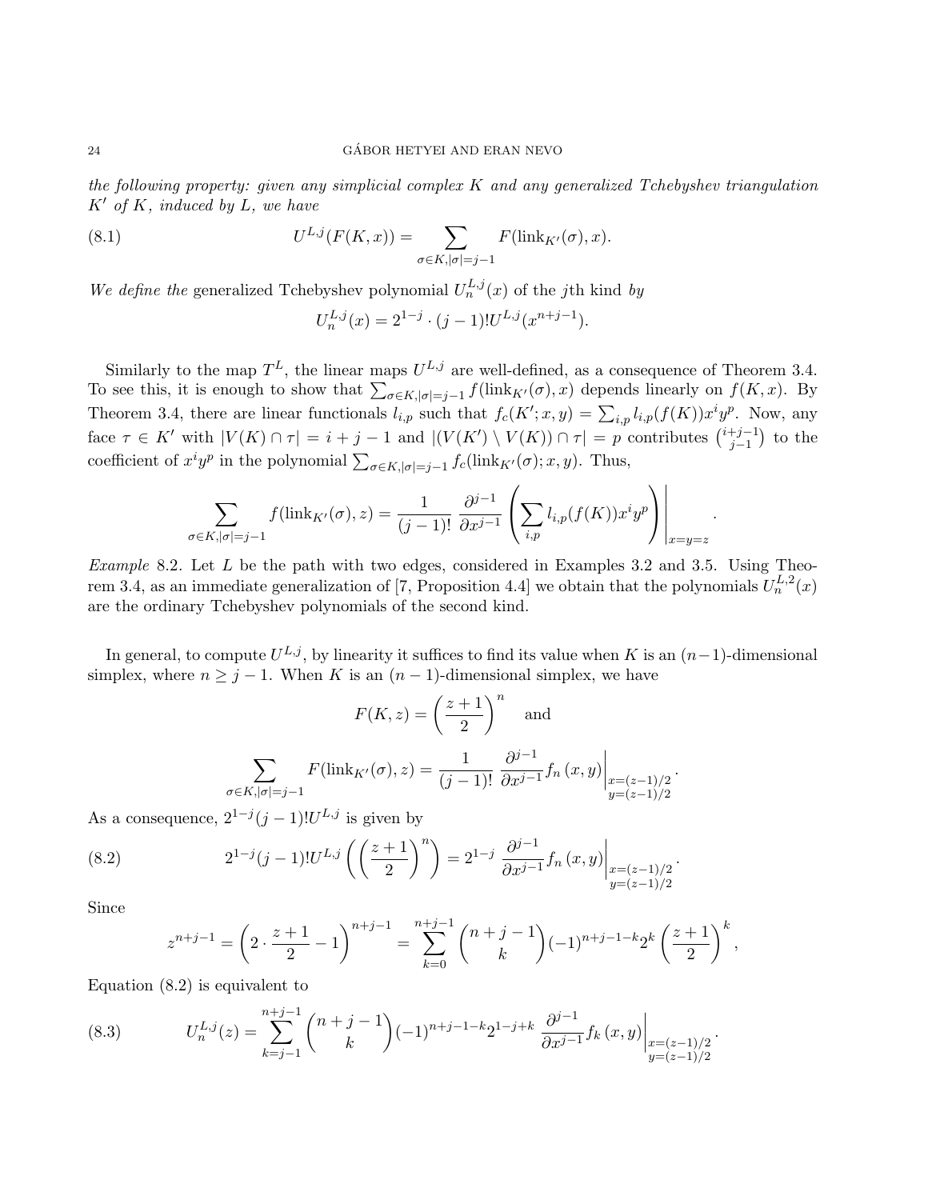*the following property: given any simplicial complex $K$ and any generalized Tchebyshev triangulation $K'$ of $K$, induced by $L$, we have*

$$U^{L,j}(F(K,x)) = \sum_{\sigma\in K, |\sigma|=j-1} F(\mathrm{link}_{K'}(\sigma), x). \tag{8.1}$$

*We define the* generalized Tchebyshev polynomial $U_n^{L,j}(x)$ of the $j$th kind *by*

$$U_n^{L,j}(x) = 2^{1-j}\cdot (j-1)! U^{L,j}(x^{n+j-1}).$$

Similarly to the map $T^L$, the linear maps $U^{L,j}$ are well-defined, as a consequence of Theorem 3.4. To see this, it is enough to show that $\sum_{\sigma\in K,|\sigma|=j-1} f(\mathrm{link}_{K'}(\sigma), x)$ depends linearly on $f(K,x)$. By Theorem 3.4, there are linear functionals $l_{i,p}$ such that $f_c(K'; x, y) = \sum_{i,p} l_{i,p}(f(K))x^i y^p$. Now, any face $\tau \in K'$ with $|V(K)\cap\tau| = i+j-1$ and $|(V(K')\setminus V(K))\cap\tau| = p$ contributes $\binom{i+j-1}{j-1}$ to the coefficient of $x^i y^p$ in the polynomial $\sum_{\sigma\in K,|\sigma|=j-1} f_c(\mathrm{link}_{K'}(\sigma); x, y)$. Thus,

$$\sum_{\sigma\in K, |\sigma|=j-1} f(\mathrm{link}_{K'}(\sigma), z) = \frac{1}{(j-1)!}\ \frac{\partial^{j-1}}{\partial x^{j-1}}\left(\sum_{i,p} l_{i,p}(f(K))x^i y^p\right)\Bigg|_{x=y=z}.$$

*Example* 8.2. Let $L$ be the path with two edges, considered in Examples 3.2 and 3.5. Using Theorem 3.4, as an immediate generalization of [7, Proposition 4.4] we obtain that the polynomials $U_n^{L,2}(x)$ are the ordinary Tchebyshev polynomials of the second kind.

In general, to compute $U^{L,j}$, by linearity it suffices to find its value when $K$ is an $(n-1)$-dimensional simplex, where $n \geq j-1$. When $K$ is an $(n-1)$-dimensional simplex, we have

$$F(K,z) = \left(\frac{z+1}{2}\right)^n \quad \text{and}$$

$$\sum_{\sigma\in K, |\sigma|=j-1} F(\mathrm{link}_{K'}(\sigma), z) = \frac{1}{(j-1)!}\ \frac{\partial^{j-1}}{\partial x^{j-1}} f_n(x,y)\bigg|_{\substack{x=(z-1)/2\\ y=(z-1)/2}}.$$

As a consequence, $2^{1-j}(j-1)!U^{L,j}$ is given by

$$2^{1-j}(j-1)!U^{L,j}\left(\left(\frac{z+1}{2}\right)^n\right) = 2^{1-j}\ \frac{\partial^{j-1}}{\partial x^{j-1}} f_n(x,y)\bigg|_{\substack{x=(z-1)/2\\ y=(z-1)/2}}. \tag{8.2}$$

Since

$$z^{n+j-1} = \left(2\cdot\frac{z+1}{2} - 1\right)^{n+j-1} = \sum_{k=0}^{n+j-1}\binom{n+j-1}{k}(-1)^{n+j-1-k}2^k\left(\frac{z+1}{2}\right)^k,$$

Equation (8.2) is equivalent to

$$U_n^{L,j}(z) = \sum_{k=j-1}^{n+j-1}\binom{n+j-1}{k}(-1)^{n+j-1-k}2^{1-j+k}\ \frac{\partial^{j-1}}{\partial x^{j-1}} f_k(x,y)\bigg|_{\substack{x=(z-1)/2\\ y=(z-1)/2}}. \tag{8.3}$$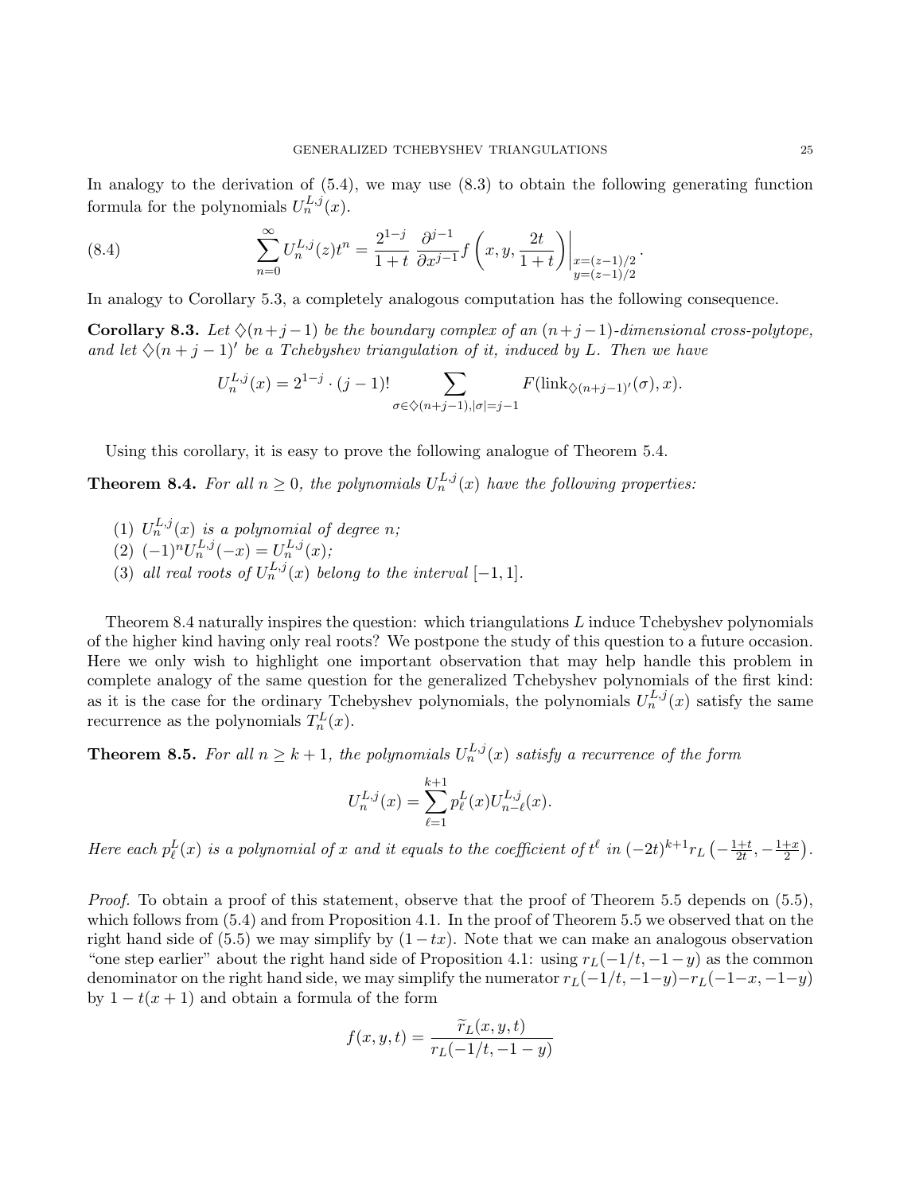In analogy to the derivation of (5.4), we may use (8.3) to obtain the following generating function formula for the polynomials $U_n^{L,j}(x)$.

$$\sum_{n=0}^{\infty} U_n^{L,j}(z)t^n = \frac{2^{1-j}}{1+t}\,\frac{\partial^{j-1}}{\partial x^{j-1}} f\left(x, y, \frac{2t}{1+t}\right)\Bigg|_{\substack{x=(z-1)/2\\ y=(z-1)/2}}. \tag{8.4}$$

In analogy to Corollary 5.3, a completely analogous computation has the following consequence.

**Corollary 8.3.** *Let $\diamondsuit(n+j-1)$ be the boundary complex of an $(n+j-1)$-dimensional cross-polytope, and let $\diamondsuit(n+j-1)'$ be a Tchebyshev triangulation of it, induced by $L$. Then we have*

$$U_n^{L,j}(x) = 2^{1-j} \cdot (j-1)! \sum_{\sigma \in \diamondsuit(n+j-1), |\sigma|=j-1} F(\operatorname{link}_{\diamondsuit(n+j-1)'}(\sigma), x).$$

Using this corollary, it is easy to prove the following analogue of Theorem 5.4.

**Theorem 8.4.** *For all $n \geq 0$, the polynomials $U_n^{L,j}(x)$ have the following properties:*

1. *$U_n^{L,j}(x)$ is a polynomial of degree $n$;*
2. *$(-1)^n U_n^{L,j}(-x) = U_n^{L,j}(x)$;*
3. *all real roots of $U_n^{L,j}(x)$ belong to the interval $[-1, 1]$.*

Theorem 8.4 naturally inspires the question: which triangulations $L$ induce Tchebyshev polynomials of the higher kind having only real roots? We postpone the study of this question to a future occasion. Here we only wish to highlight one important observation that may help handle this problem in complete analogy of the same question for the generalized Tchebyshev polynomials of the first kind: as it is the case for the ordinary Tchebyshev polynomials, the polynomials $U_n^{L,j}(x)$ satisfy the same recurrence as the polynomials $T_n^L(x)$.

**Theorem 8.5.** *For all $n \geq k+1$, the polynomials $U_n^{L,j}(x)$ satisfy a recurrence of the form*

$$U_n^{L,j}(x) = \sum_{\ell=1}^{k+1} p_\ell^L(x) U_{n-\ell}^{L,j}(x).$$

*Here each $p_\ell^L(x)$ is a polynomial of $x$ and it equals to the coefficient of $t^\ell$ in $(-2t)^{k+1} r_L\left(-\frac{1+t}{2t}, -\frac{1+x}{2}\right)$.*

*Proof.* To obtain a proof of this statement, observe that the proof of Theorem 5.5 depends on (5.5), which follows from (5.4) and from Proposition 4.1. In the proof of Theorem 5.5 we observed that on the right hand side of (5.5) we may simplify by $(1-tx)$. Note that we can make an analogous observation "one step earlier" about the right hand side of Proposition 4.1: using $r_L(-1/t, -1-y)$ as the common denominator on the right hand side, we may simplify the numerator $r_L(-1/t, -1-y) - r_L(-1-x, -1-y)$ by $1 - t(x+1)$ and obtain a formula of the form

$$f(x, y, t) = \frac{\widetilde{r}_L(x, y, t)}{r_L(-1/t, -1-y)}$$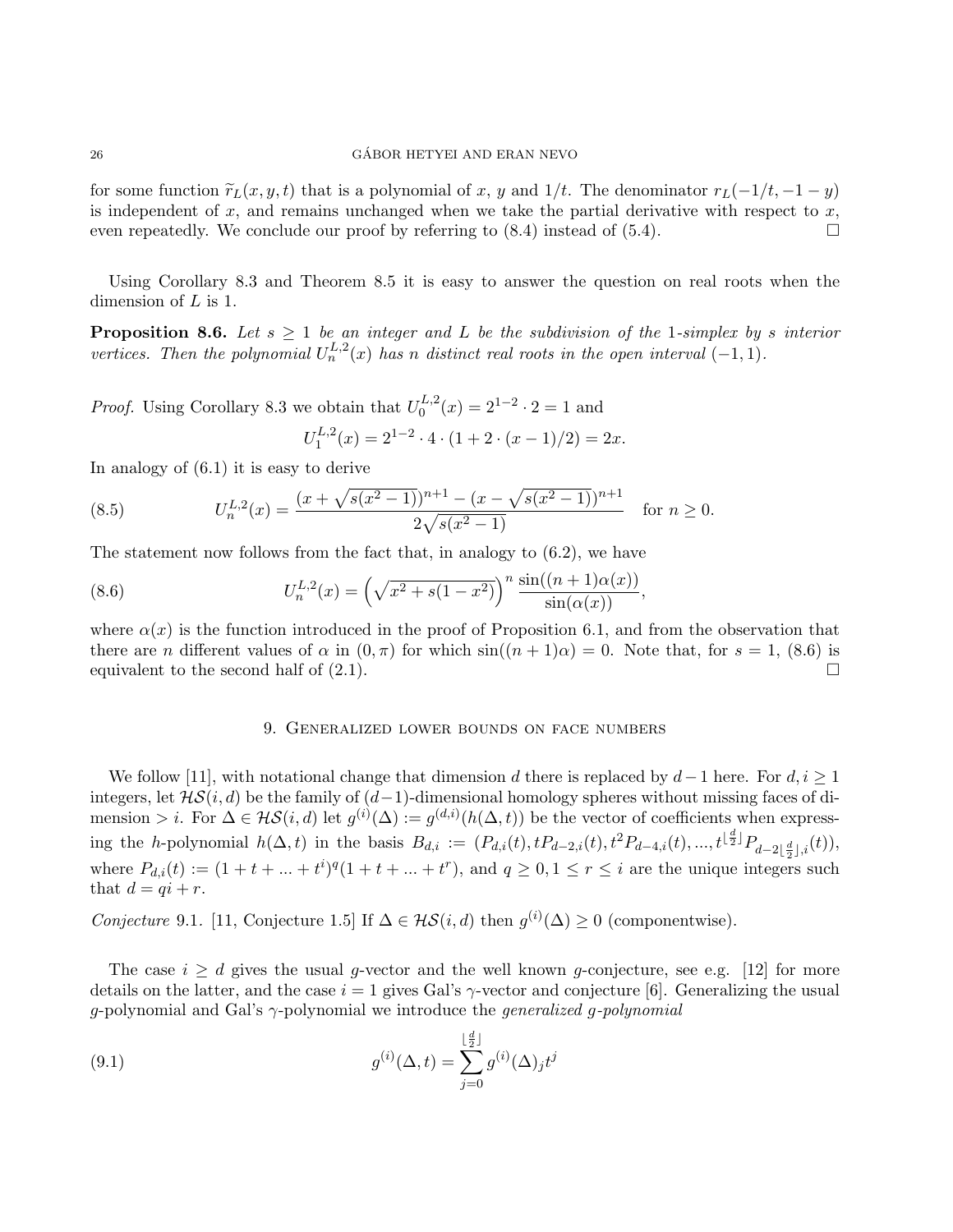for some function $\widetilde{r}_L(x, y, t)$ that is a polynomial of $x$, $y$ and $1/t$. The denominator $r_L(-1/t, -1-y)$ is independent of $x$, and remains unchanged when we take the partial derivative with respect to $x$, even repeatedly. We conclude our proof by referring to (8.4) instead of (5.4). $\square$

Using Corollary 8.3 and Theorem 8.5 it is easy to answer the question on real roots when the dimension of $L$ is 1.

**Proposition 8.6.** *Let $s \geq 1$ be an integer and $L$ be the subdivision of the 1-simplex by $s$ interior vertices. Then the polynomial $U_n^{L,2}(x)$ has $n$ distinct real roots in the open interval $(-1, 1)$.*

*Proof.* Using Corollary 8.3 we obtain that $U_0^{L,2}(x) = 2^{1-2} \cdot 2 = 1$ and

$$U_1^{L,2}(x) = 2^{1-2} \cdot 4 \cdot (1 + 2 \cdot (x-1)/2) = 2x.$$

In analogy of (6.1) it is easy to derive

$$U_n^{L,2}(x) = \frac{(x + \sqrt{s(x^2-1)})^{n+1} - (x - \sqrt{s(x^2-1)})^{n+1}}{2\sqrt{s(x^2-1)}} \quad \text{for } n \geq 0. \tag{8.5}$$

The statement now follows from the fact that, in analogy to (6.2), we have

$$U_n^{L,2}(x) = \left(\sqrt{x^2 + s(1-x^2)}\right)^n \frac{\sin((n+1)\alpha(x))}{\sin(\alpha(x))}, \tag{8.6}$$

where $\alpha(x)$ is the function introduced in the proof of Proposition 6.1, and from the observation that there are $n$ different values of $\alpha$ in $(0, \pi)$ for which $\sin((n+1)\alpha) = 0$. Note that, for $s = 1$, (8.6) is equivalent to the second half of (2.1). $\square$

## 9. Generalized lower bounds on face numbers

We follow [11], with notational change that dimension $d$ there is replaced by $d-1$ here. For $d, i \geq 1$ integers, let $\mathcal{HS}(i, d)$ be the family of $(d-1)$-dimensional homology spheres without missing faces of dimension $> i$. For $\Delta \in \mathcal{HS}(i, d)$ let $g^{(i)}(\Delta) := g^{(d,i)}(h(\Delta, t))$ be the vector of coefficients when expressing the $h$-polynomial $h(\Delta, t)$ in the basis $B_{d,i} := (P_{d,i}(t), tP_{d-2,i}(t), t^2P_{d-4,i}(t), ..., t^{\lfloor \frac{d}{2} \rfloor}P_{d-2\lfloor \frac{d}{2} \rfloor, i}(t))$, where $P_{d,i}(t) := (1 + t + ... + t^i)^q(1 + t + ... + t^r)$, and $q \geq 0, 1 \leq r \leq i$ are the unique integers such that $d = qi + r$.

*Conjecture* 9.1. [11, Conjecture 1.5] If $\Delta \in \mathcal{HS}(i, d)$ then $g^{(i)}(\Delta) \geq 0$ (componentwise).

The case $i \geq d$ gives the usual $g$-vector and the well known $g$-conjecture, see e.g. [12] for more details on the latter, and the case $i = 1$ gives Gal's $\gamma$-vector and conjecture [6]. Generalizing the usual $g$-polynomial and Gal's $\gamma$-polynomial we introduce the *generalized g-polynomial*

$$g^{(i)}(\Delta, t) = \sum_{j=0}^{\lfloor \frac{d}{2} \rfloor} g^{(i)}(\Delta)_j t^j \tag{9.1}$$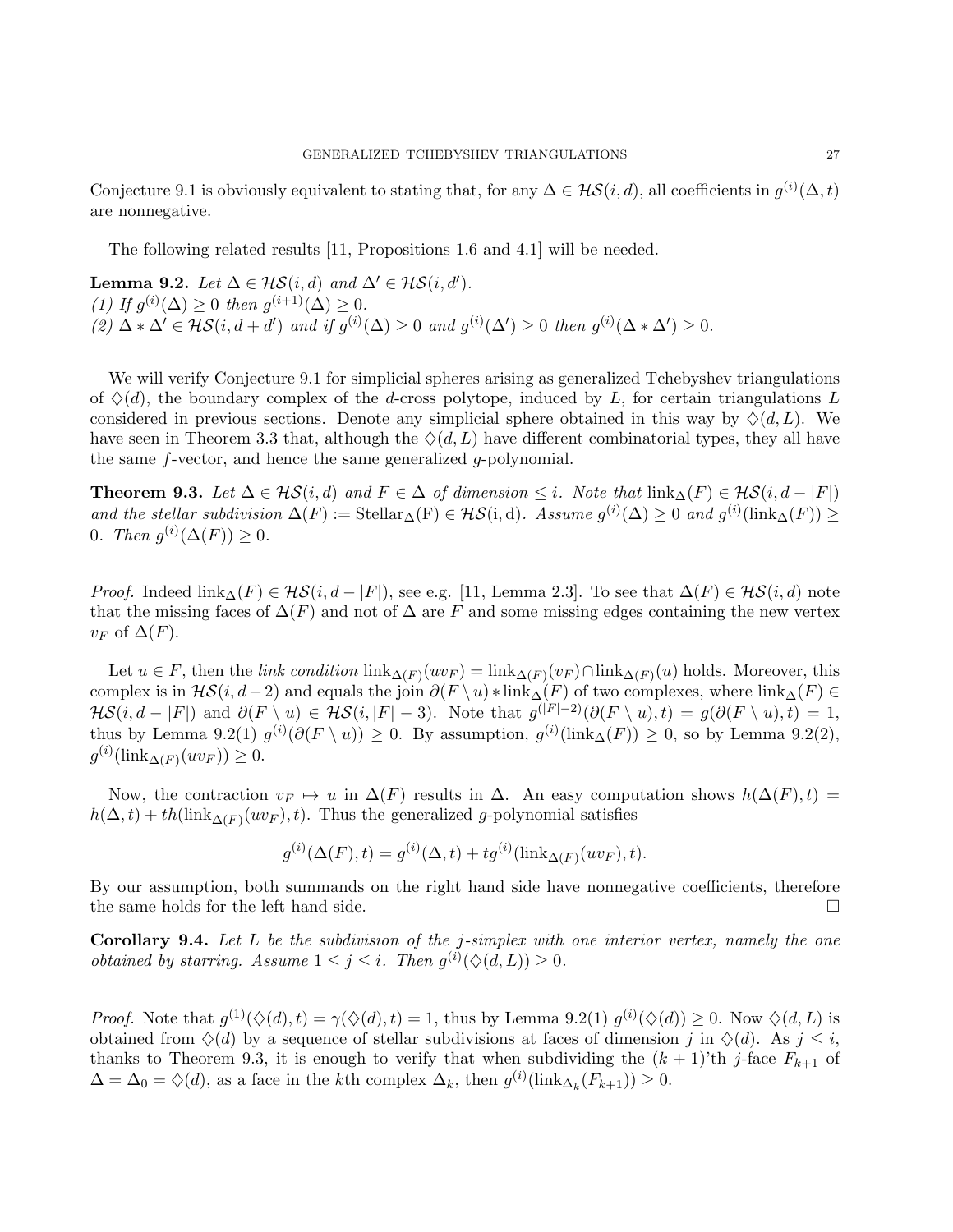Conjecture 9.1 is obviously equivalent to stating that, for any $\Delta \in \mathcal{HS}(i,d)$, all coefficients in $g^{(i)}(\Delta,t)$ are nonnegative.

The following related results [11, Propositions 1.6 and 4.1] will be needed.

**Lemma 9.2.** *Let $\Delta \in \mathcal{HS}(i,d)$ and $\Delta' \in \mathcal{HS}(i,d')$.*
*(1) If $g^{(i)}(\Delta) \geq 0$ then $g^{(i+1)}(\Delta) \geq 0$.*
*(2) $\Delta * \Delta' \in \mathcal{HS}(i,d+d')$ and if $g^{(i)}(\Delta) \geq 0$ and $g^{(i)}(\Delta') \geq 0$ then $g^{(i)}(\Delta * \Delta') \geq 0$.*

We will verify Conjecture 9.1 for simplicial spheres arising as generalized Tchebyshev triangulations of $\diamondsuit(d)$, the boundary complex of the $d$-cross polytope, induced by $L$, for certain triangulations $L$ considered in previous sections. Denote any simplicial sphere obtained in this way by $\diamondsuit(d,L)$. We have seen in Theorem 3.3 that, although the $\diamondsuit(d,L)$ have different combinatorial types, they all have the same $f$-vector, and hence the same generalized $g$-polynomial.

**Theorem 9.3.** *Let $\Delta \in \mathcal{HS}(i,d)$ and $F \in \Delta$ of dimension $\leq i$. Note that $\mathrm{link}_\Delta(F) \in \mathcal{HS}(i,d-|F|)$ and the stellar subdivision $\Delta(F) := \mathrm{Stellar}_\Delta(\mathrm{F}) \in \mathcal{HS}(\mathrm{i},\mathrm{d})$. Assume $g^{(i)}(\Delta) \geq 0$ and $g^{(i)}(\mathrm{link}_\Delta(F)) \geq 0$. Then $g^{(i)}(\Delta(F)) \geq 0$.*

*Proof.* Indeed $\mathrm{link}_\Delta(F) \in \mathcal{HS}(i,d-|F|)$, see e.g. [11, Lemma 2.3]. To see that $\Delta(F) \in \mathcal{HS}(i,d)$ note that the missing faces of $\Delta(F)$ and not of $\Delta$ are $F$ and some missing edges containing the new vertex $v_F$ of $\Delta(F)$.

Let $u \in F$, then the *link condition* $\mathrm{link}_{\Delta(F)}(uv_F) = \mathrm{link}_{\Delta(F)}(v_F) \cap \mathrm{link}_{\Delta(F)}(u)$ holds. Moreover, this complex is in $\mathcal{HS}(i,d-2)$ and equals the join $\partial(F \setminus u) * \mathrm{link}_\Delta(F)$ of two complexes, where $\mathrm{link}_\Delta(F) \in \mathcal{HS}(i,d-|F|)$ and $\partial(F \setminus u) \in \mathcal{HS}(i,|F|-3)$. Note that $g^{(|F|-2)}(\partial(F \setminus u),t) = g(\partial(F \setminus u),t) = 1$, thus by Lemma 9.2(1) $g^{(i)}(\partial(F \setminus u)) \geq 0$. By assumption, $g^{(i)}(\mathrm{link}_\Delta(F)) \geq 0$, so by Lemma 9.2(2), $g^{(i)}(\mathrm{link}_{\Delta(F)}(uv_F)) \geq 0$.

Now, the contraction $v_F \mapsto u$ in $\Delta(F)$ results in $\Delta$. An easy computation shows $h(\Delta(F),t) = h(\Delta,t) + th(\mathrm{link}_{\Delta(F)}(uv_F),t)$. Thus the generalized $g$-polynomial satisfies

$$g^{(i)}(\Delta(F),t) = g^{(i)}(\Delta,t) + tg^{(i)}(\mathrm{link}_{\Delta(F)}(uv_F),t).$$

By our assumption, both summands on the right hand side have nonnegative coefficients, therefore the same holds for the left hand side. □

**Corollary 9.4.** *Let $L$ be the subdivision of the $j$-simplex with one interior vertex, namely the one obtained by starring. Assume $1 \leq j \leq i$. Then $g^{(i)}(\diamondsuit(d,L)) \geq 0$.*

*Proof.* Note that $g^{(1)}(\diamondsuit(d),t) = \gamma(\diamondsuit(d),t) = 1$, thus by Lemma 9.2(1) $g^{(i)}(\diamondsuit(d)) \geq 0$. Now $\diamondsuit(d,L)$ is obtained from $\diamondsuit(d)$ by a sequence of stellar subdivisions at faces of dimension $j$ in $\diamondsuit(d)$. As $j \leq i$, thanks to Theorem 9.3, it is enough to verify that when subdividing the $(k+1)$'th $j$-face $F_{k+1}$ of $\Delta = \Delta_0 = \diamondsuit(d)$, as a face in the $k$th complex $\Delta_k$, then $g^{(i)}(\mathrm{link}_{\Delta_k}(F_{k+1})) \geq 0$.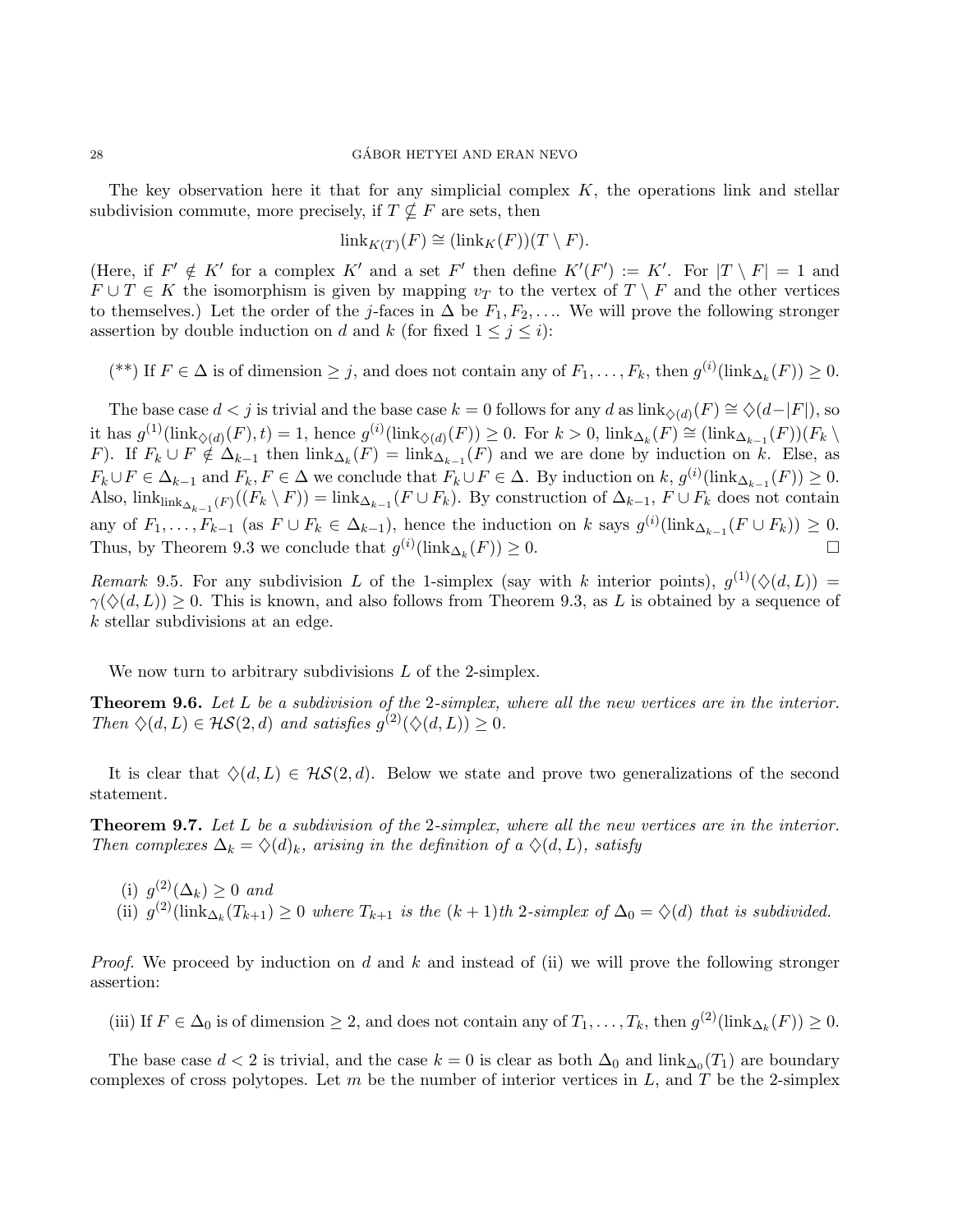The key observation here it that for any simplicial complex $K$, the operations link and stellar subdivision commute, more precisely, if $T \nsubseteq F$ are sets, then

$$\mathrm{link}_{K(T)}(F) \cong (\mathrm{link}_K(F))(T \setminus F).$$

(Here, if $F' \notin K'$ for a complex $K'$ and a set $F'$ then define $K'(F') := K'$. For $|T \setminus F| = 1$ and $F \cup T \in K$ the isomorphism is given by mapping $v_T$ to the vertex of $T \setminus F$ and the other vertices to themselves.) Let the order of the $j$-faces in $\Delta$ be $F_1, F_2, \ldots$. We will prove the following stronger assertion by double induction on $d$ and $k$ (for fixed $1 \leq j \leq i$):

(\*\*) If $F \in \Delta$ is of dimension $\geq j$, and does not contain any of $F_1, \ldots, F_k$, then $g^{(i)}(\mathrm{link}_{\Delta_k}(F)) \geq 0$.

The base case $d < j$ is trivial and the base case $k = 0$ follows for any $d$ as $\mathrm{link}_{\diamondsuit(d)}(F) \cong \diamondsuit(d-|F|)$, so it has $g^{(1)}(\mathrm{link}_{\diamondsuit(d)}(F), t) = 1$, hence $g^{(i)}(\mathrm{link}_{\diamondsuit(d)}(F)) \geq 0$. For $k > 0$, $\mathrm{link}_{\Delta_k}(F) \cong (\mathrm{link}_{\Delta_{k-1}}(F))(F_k \setminus F)$. If $F_k \cup F \notin \Delta_{k-1}$ then $\mathrm{link}_{\Delta_k}(F) = \mathrm{link}_{\Delta_{k-1}}(F)$ and we are done by induction on $k$. Else, as $F_k \cup F \in \Delta_{k-1}$ and $F_k, F \in \Delta$ we conclude that $F_k \cup F \in \Delta$. By induction on $k$, $g^{(i)}(\mathrm{link}_{\Delta_{k-1}}(F)) \geq 0$. Also, $\mathrm{link}_{\mathrm{link}_{\Delta_{k-1}}(F)}((F_k \setminus F)) = \mathrm{link}_{\Delta_{k-1}}(F \cup F_k)$. By construction of $\Delta_{k-1}$, $F \cup F_k$ does not contain any of $F_1, \ldots, F_{k-1}$ (as $F \cup F_k \in \Delta_{k-1}$), hence the induction on $k$ says $g^{(i)}(\mathrm{link}_{\Delta_{k-1}}(F \cup F_k)) \geq 0$. Thus, by Theorem 9.3 we conclude that $g^{(i)}(\mathrm{link}_{\Delta_k}(F)) \geq 0$. □

*Remark* 9.5. For any subdivision $L$ of the 1-simplex (say with $k$ interior points), $g^{(1)}(\diamondsuit(d, L)) = \gamma(\diamondsuit(d, L)) \geq 0$. This is known, and also follows from Theorem 9.3, as $L$ is obtained by a sequence of $k$ stellar subdivisions at an edge.

We now turn to arbitrary subdivisions $L$ of the 2-simplex.

**Theorem 9.6.** *Let $L$ be a subdivision of the 2-simplex, where all the new vertices are in the interior. Then $\diamondsuit(d, L) \in \mathcal{HS}(2, d)$ and satisfies $g^{(2)}(\diamondsuit(d, L)) \geq 0$.*

It is clear that $\diamondsuit(d, L) \in \mathcal{HS}(2, d)$. Below we state and prove two generalizations of the second statement.

**Theorem 9.7.** *Let $L$ be a subdivision of the 2-simplex, where all the new vertices are in the interior. Then complexes $\Delta_k = \diamondsuit(d)_k$, arising in the definition of a $\diamondsuit(d, L)$, satisfy*

(i) *$g^{(2)}(\Delta_k) \geq 0$ and*
(ii) *$g^{(2)}(\mathrm{link}_{\Delta_k}(T_{k+1}) \geq 0$ where $T_{k+1}$ is the $(k+1)$th 2-simplex of $\Delta_0 = \diamondsuit(d)$ that is subdivided.*

*Proof.* We proceed by induction on $d$ and $k$ and instead of (ii) we will prove the following stronger assertion:

(iii) If $F \in \Delta_0$ is of dimension $\geq 2$, and does not contain any of $T_1, \ldots, T_k$, then $g^{(2)}(\mathrm{link}_{\Delta_k}(F)) \geq 0$.

The base case $d < 2$ is trivial, and the case $k = 0$ is clear as both $\Delta_0$ and $\mathrm{link}_{\Delta_0}(T_1)$ are boundary complexes of cross polytopes. Let $m$ be the number of interior vertices in $L$, and $T$ be the 2-simplex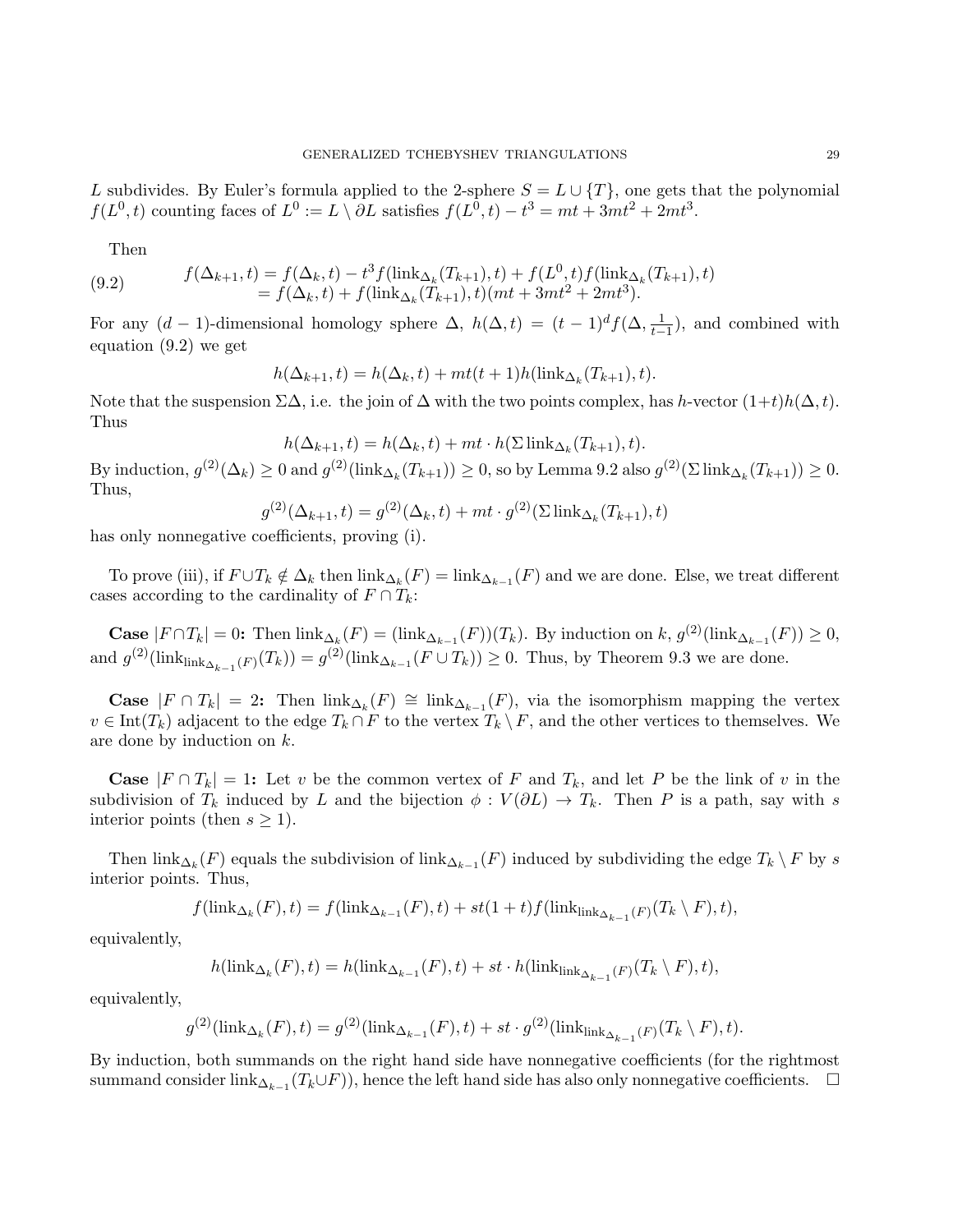$L$ subdivides. By Euler's formula applied to the 2-sphere $S = L \cup \{T\}$, one gets that the polynomial $f(L^0, t)$ counting faces of $L^0 := L \setminus \partial L$ satisfies $f(L^0, t) - t^3 = mt + 3mt^2 + 2mt^3$.

Then

$$
\begin{aligned}
f(\Delta_{k+1}, t) &= f(\Delta_k, t) - t^3 f(\mathrm{link}_{\Delta_k}(T_{k+1}), t) + f(L^0, t) f(\mathrm{link}_{\Delta_k}(T_{k+1}), t) \\
&= f(\Delta_k, t) + f(\mathrm{link}_{\Delta_k}(T_{k+1}), t)(mt + 3mt^2 + 2mt^3).
\end{aligned} \tag{9.2}
$$

For any $(d-1)$-dimensional homology sphere $\Delta$, $h(\Delta, t) = (t-1)^d f(\Delta, \frac{1}{t-1})$, and combined with equation (9.2) we get

$$h(\Delta_{k+1}, t) = h(\Delta_k, t) + mt(t+1) h(\mathrm{link}_{\Delta_k}(T_{k+1}), t).$$

Note that the suspension $\Sigma\Delta$, i.e. the join of $\Delta$ with the two points complex, has $h$-vector $(1+t)h(\Delta, t)$. Thus

$$h(\Delta_{k+1}, t) = h(\Delta_k, t) + mt \cdot h(\Sigma \,\mathrm{link}_{\Delta_k}(T_{k+1}), t).$$

By induction, $g^{(2)}(\Delta_k) \geq 0$ and $g^{(2)}(\mathrm{link}_{\Delta_k}(T_{k+1})) \geq 0$, so by Lemma 9.2 also $g^{(2)}(\Sigma \,\mathrm{link}_{\Delta_k}(T_{k+1})) \geq 0$. Thus,

$$g^{(2)}(\Delta_{k+1}, t) = g^{(2)}(\Delta_k, t) + mt \cdot g^{(2)}(\Sigma \,\mathrm{link}_{\Delta_k}(T_{k+1}), t)$$

has only nonnegative coefficients, proving (i).

To prove (iii), if $F \cup T_k \notin \Delta_k$ then $\mathrm{link}_{\Delta_k}(F) = \mathrm{link}_{\Delta_{k-1}}(F)$ and we are done. Else, we treat different cases according to the cardinality of $F \cap T_k$:

**Case $|F \cap T_k| = 0$:** Then $\mathrm{link}_{\Delta_k}(F) = (\mathrm{link}_{\Delta_{k-1}}(F))(T_k)$. By induction on $k$, $g^{(2)}(\mathrm{link}_{\Delta_{k-1}}(F)) \geq 0$, and $g^{(2)}(\mathrm{link}_{\mathrm{link}_{\Delta_{k-1}}(F)}(T_k)) = g^{(2)}(\mathrm{link}_{\Delta_{k-1}}(F \cup T_k)) \geq 0$. Thus, by Theorem 9.3 we are done.

**Case $|F \cap T_k| = 2$:** Then $\mathrm{link}_{\Delta_k}(F) \cong \mathrm{link}_{\Delta_{k-1}}(F)$, via the isomorphism mapping the vertex $v \in \mathrm{Int}(T_k)$ adjacent to the edge $T_k \cap F$ to the vertex $T_k \setminus F$, and the other vertices to themselves. We are done by induction on $k$.

**Case $|F \cap T_k| = 1$:** Let $v$ be the common vertex of $F$ and $T_k$, and let $P$ be the link of $v$ in the subdivision of $T_k$ induced by $L$ and the bijection $\phi : V(\partial L) \to T_k$. Then $P$ is a path, say with $s$ interior points (then $s \geq 1$).

Then $\mathrm{link}_{\Delta_k}(F)$ equals the subdivision of $\mathrm{link}_{\Delta_{k-1}}(F)$ induced by subdividing the edge $T_k \setminus F$ by $s$ interior points. Thus,

$$f(\mathrm{link}_{\Delta_k}(F), t) = f(\mathrm{link}_{\Delta_{k-1}}(F), t) + st(1+t) f(\mathrm{link}_{\mathrm{link}_{\Delta_{k-1}}(F)}(T_k \setminus F), t),$$

equivalently,

$$h(\mathrm{link}_{\Delta_k}(F), t) = h(\mathrm{link}_{\Delta_{k-1}}(F), t) + st \cdot h(\mathrm{link}_{\mathrm{link}_{\Delta_{k-1}}(F)}(T_k \setminus F), t),$$

equivalently,

$$g^{(2)}(\mathrm{link}_{\Delta_k}(F), t) = g^{(2)}(\mathrm{link}_{\Delta_{k-1}}(F), t) + st \cdot g^{(2)}(\mathrm{link}_{\mathrm{link}_{\Delta_{k-1}}(F)}(T_k \setminus F), t).$$

By induction, both summands on the right hand side have nonnegative coefficients (for the rightmost summand consider $\mathrm{link}_{\Delta_{k-1}}(T_k \cup F)$), hence the left hand side has also only nonnegative coefficients. $\square$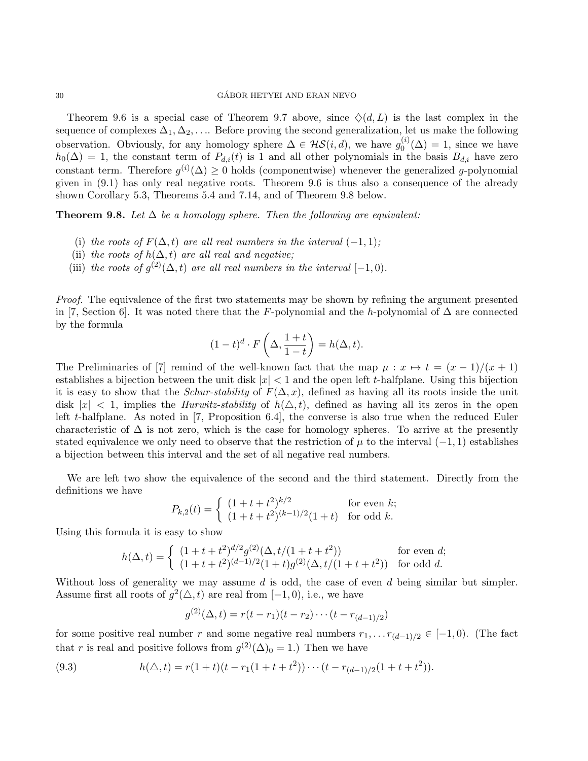Theorem 9.6 is a special case of Theorem 9.7 above, since $\diamondsuit(d, L)$ is the last complex in the sequence of complexes $\Delta_1, \Delta_2, \ldots$. Before proving the second generalization, let us make the following observation. Obviously, for any homology sphere $\Delta \in \mathcal{HS}(i, d)$, we have $g_0^{(i)}(\Delta) = 1$, since we have $h_0(\Delta) = 1$, the constant term of $P_{d,i}(t)$ is 1 and all other polynomials in the basis $B_{d,i}$ have zero constant term. Therefore $g^{(i)}(\Delta) \geq 0$ holds (componentwise) whenever the generalized $g$-polynomial given in (9.1) has only real negative roots. Theorem 9.6 is thus also a consequence of the already shown Corollary 5.3, Theorems 5.4 and 7.14, and of Theorem 9.8 below.

**Theorem 9.8.** *Let $\Delta$ be a homology sphere. Then the following are equivalent:*

- (i) *the roots of $F(\Delta, t)$ are all real numbers in the interval $(-1, 1)$;*
- (ii) *the roots of $h(\Delta, t)$ are all real and negative;*
- (iii) *the roots of $g^{(2)}(\Delta, t)$ are all real numbers in the interval $[-1, 0)$.*

*Proof.* The equivalence of the first two statements may be shown by refining the argument presented in [7, Section 6]. It was noted there that the $F$-polynomial and the $h$-polynomial of $\Delta$ are connected by the formula

$$(1-t)^d \cdot F\left(\Delta, \frac{1+t}{1-t}\right) = h(\Delta, t).$$

The Preliminaries of [7] remind of the well-known fact that the map $\mu : x \mapsto t = (x-1)/(x+1)$ establishes a bijection between the unit disk $|x| < 1$ and the open left $t$-halfplane. Using this bijection it is easy to show that the *Schur-stability* of $F(\Delta, x)$, defined as having all its roots inside the unit disk $|x| < 1$, implies the *Hurwitz-stability* of $h(\triangle, t)$, defined as having all its zeros in the open left $t$-halfplane. As noted in [7, Proposition 6.4], the converse is also true when the reduced Euler characteristic of $\Delta$ is not zero, which is the case for homology spheres. To arrive at the presently stated equivalence we only need to observe that the restriction of $\mu$ to the interval $(-1, 1)$ establishes a bijection between this interval and the set of all negative real numbers.

We are left two show the equivalence of the second and the third statement. Directly from the definitions we have

$$P_{k,2}(t) = \begin{cases} (1+t+t^2)^{k/2} & \text{for even } k; \\ (1+t+t^2)^{(k-1)/2}(1+t) & \text{for odd } k. \end{cases}$$

Using this formula it is easy to show

$$h(\Delta, t) = \begin{cases} (1+t+t^2)^{d/2} g^{(2)}(\Delta, t/(1+t+t^2)) & \text{for even } d; \\ (1+t+t^2)^{(d-1)/2}(1+t) g^{(2)}(\Delta, t/(1+t+t^2)) & \text{for odd } d. \end{cases}$$

Without loss of generality we may assume $d$ is odd, the case of even $d$ being similar but simpler. Assume first all roots of $g^2(\triangle, t)$ are real from $[-1, 0)$, i.e., we have

$$g^{(2)}(\Delta, t) = r(t - r_1)(t - r_2) \cdots (t - r_{(d-1)/2})$$

for some positive real number $r$ and some negative real numbers $r_1, \ldots r_{(d-1)/2} \in [-1, 0)$. (The fact that $r$ is real and positive follows from $g^{(2)}(\Delta)_0 = 1$.) Then we have

$$h(\triangle, t) = r(1+t)(t - r_1(1+t+t^2)) \cdots (t - r_{(d-1)/2}(1+t+t^2)). \tag{9.3}$$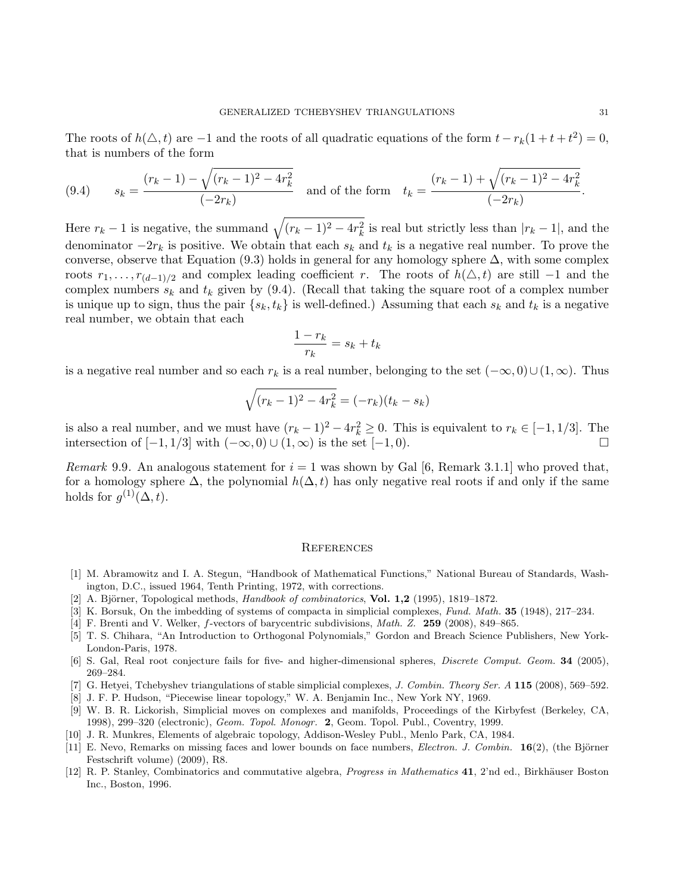The roots of $h(\triangle, t)$ are $-1$ and the roots of all quadratic equations of the form $t - r_k(1+t+t^2) = 0$, that is numbers of the form

$$s_k = \frac{(r_k - 1) - \sqrt{(r_k-1)^2 - 4r_k^2}}{(-2r_k)} \quad \text{and of the form} \quad t_k = \frac{(r_k - 1) + \sqrt{(r_k-1)^2 - 4r_k^2}}{(-2r_k)}. \tag{9.4}$$

Here $r_k - 1$ is negative, the summand $\sqrt{(r_k-1)^2 - 4r_k^2}$ is real but strictly less than $|r_k - 1|$, and the denominator $-2r_k$ is positive. We obtain that each $s_k$ and $t_k$ is a negative real number. To prove the converse, observe that Equation (9.3) holds in general for any homology sphere $\Delta$, with some complex roots $r_1, \ldots, r_{(d-1)/2}$ and complex leading coefficient $r$. The roots of $h(\triangle, t)$ are still $-1$ and the complex numbers $s_k$ and $t_k$ given by (9.4). (Recall that taking the square root of a complex number is unique up to sign, thus the pair $\{s_k, t_k\}$ is well-defined.) Assuming that each $s_k$ and $t_k$ is a negative real number, we obtain that each

$$\frac{1 - r_k}{r_k} = s_k + t_k$$

is a negative real number and so each $r_k$ is a real number, belonging to the set $(-\infty, 0) \cup (1, \infty)$. Thus

$$\sqrt{(r_k-1)^2 - 4r_k^2} = (-r_k)(t_k - s_k)$$

is also a real number, and we must have $(r_k - 1)^2 - 4r_k^2 \geq 0$. This is equivalent to $r_k \in [-1, 1/3]$. The intersection of $[-1, 1/3]$ with $(-\infty, 0) \cup (1, \infty)$ is the set $[-1, 0)$. □

*Remark* 9.9. An analogous statement for $i = 1$ was shown by Gal [6, Remark 3.1.1] who proved that, for a homology sphere $\Delta$, the polynomial $h(\Delta, t)$ has only negative real roots if and only if the same holds for $g^{(1)}(\Delta, t)$.

## References

[1] M. Abramowitz and I. A. Stegun, "Handbook of Mathematical Functions," National Bureau of Standards, Washington, D.C., issued 1964, Tenth Printing, 1972, with corrections.

[2] A. Björner, Topological methods, *Handbook of combinatorics*, **Vol. 1,2** (1995), 1819–1872.

[3] K. Borsuk, On the imbedding of systems of compacta in simplicial complexes, *Fund. Math.* **35** (1948), 217–234.

[4] F. Brenti and V. Welker, $f$-vectors of barycentric subdivisions, *Math. Z.* **259** (2008), 849–865.

[5] T. S. Chihara, "An Introduction to Orthogonal Polynomials," Gordon and Breach Science Publishers, New York-London-Paris, 1978.

[6] S. Gal, Real root conjecture fails for five- and higher-dimensional spheres, *Discrete Comput. Geom.* **34** (2005), 269–284.

[7] G. Hetyei, Tchebyshev triangulations of stable simplicial complexes, *J. Combin. Theory Ser. A* **115** (2008), 569–592.

[8] J. F. P. Hudson, "Piecewise linear topology," W. A. Benjamin Inc., New York NY, 1969.

[9] W. B. R. Lickorish, Simplicial moves on complexes and manifolds, Proceedings of the Kirbyfest (Berkeley, CA, 1998), 299–320 (electronic), *Geom. Topol. Monogr.* **2**, Geom. Topol. Publ., Coventry, 1999.

[10] J. R. Munkres, Elements of algebraic topology, Addison-Wesley Publ., Menlo Park, CA, 1984.

[11] E. Nevo, Remarks on missing faces and lower bounds on face numbers, *Electron. J. Combin.* **16**(2), (the Björner Festschrift volume) (2009), R8.

[12] R. P. Stanley, Combinatorics and commutative algebra, *Progress in Mathematics* **41**, 2'nd ed., Birkhäuser Boston Inc., Boston, 1996.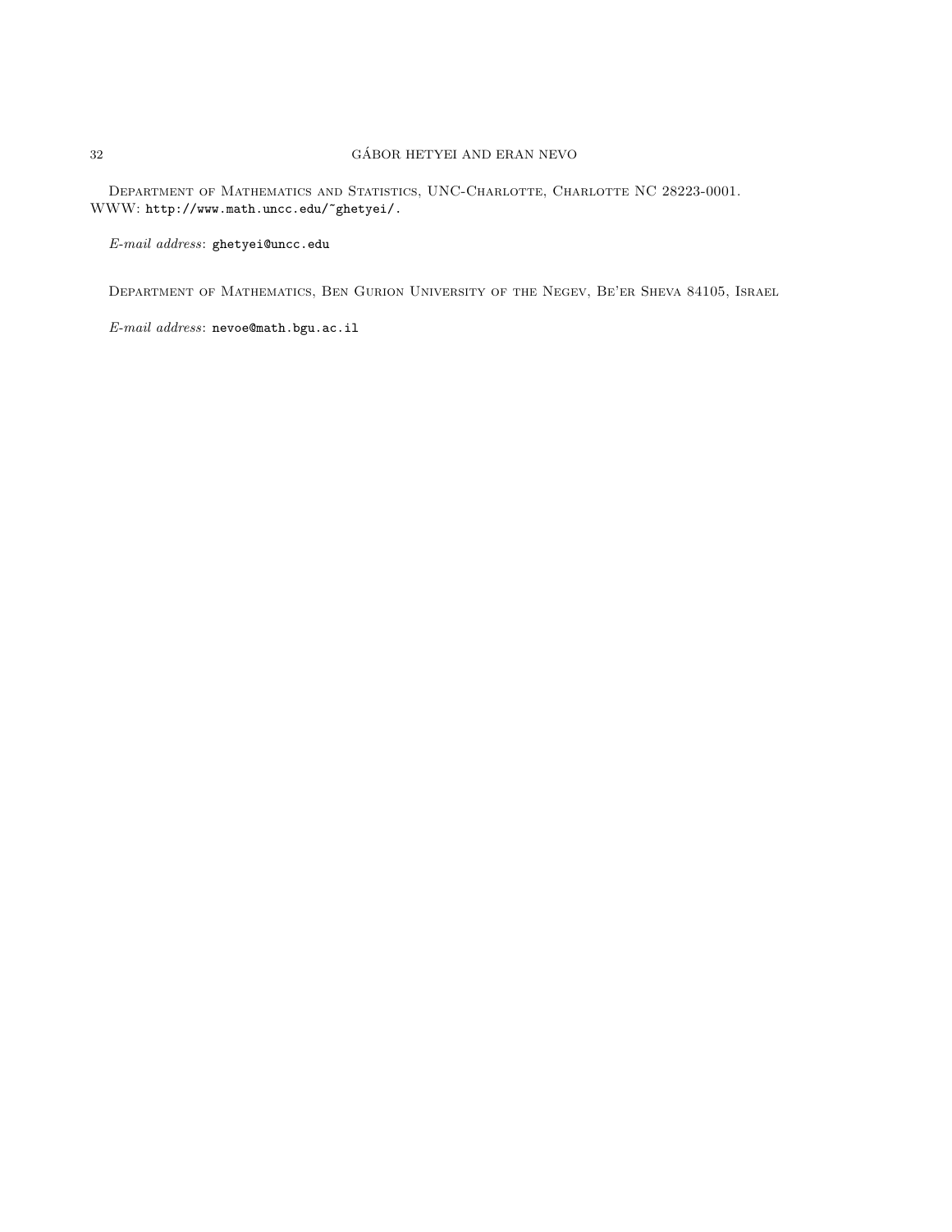Department of Mathematics and Statistics, UNC-Charlotte, Charlotte NC 28223-0001. WWW: http://www.math.uncc.edu/~ghetyei/.

*E-mail address*: ghetyei@uncc.edu

Department of Mathematics, Ben Gurion University of the Negev, Be'er Sheva 84105, Israel

*E-mail address*: nevoe@math.bgu.ac.il